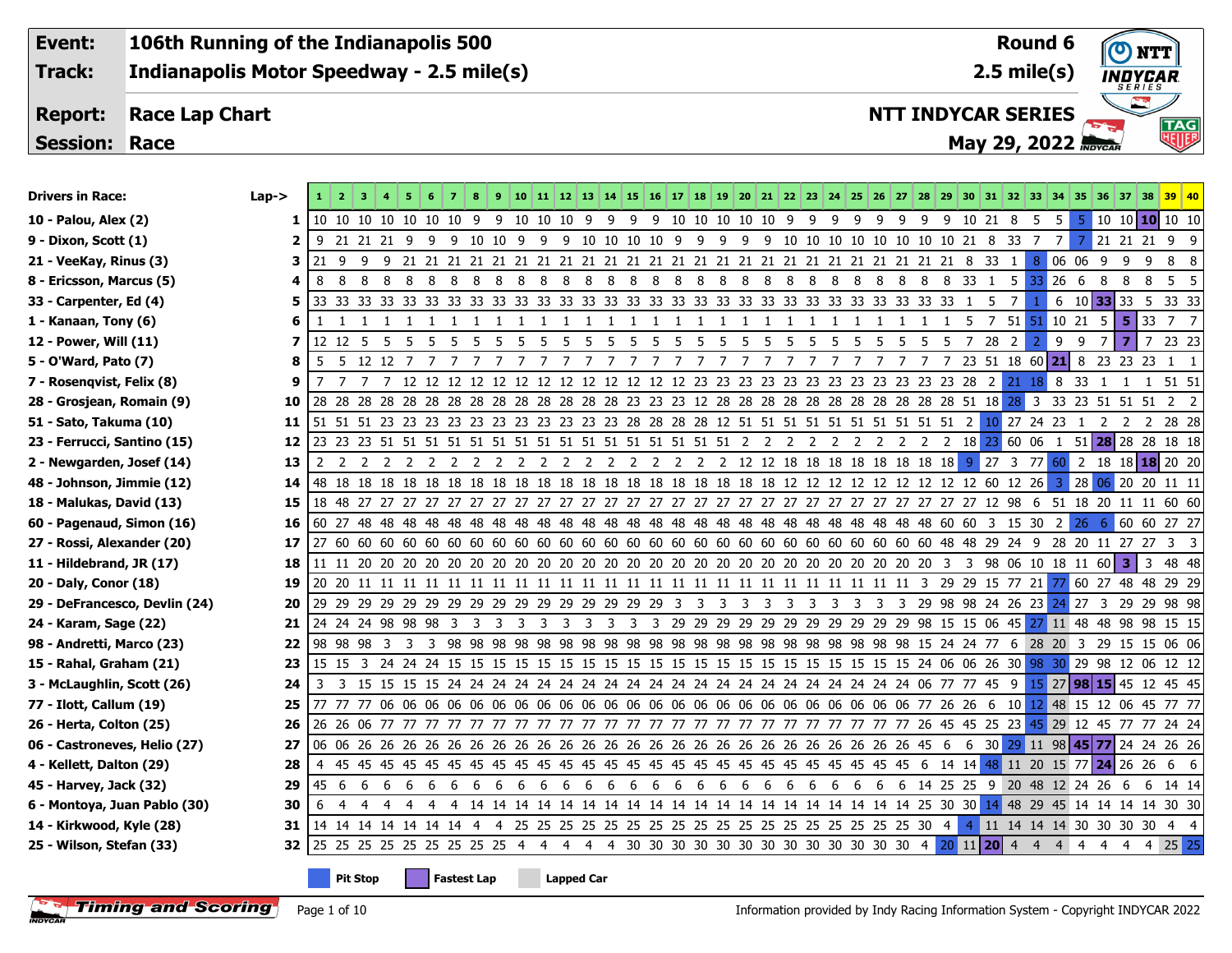| Event: | 106th Running of the Indianapolis 500 | Round 6 |
|---|---|---|
| Track: | Indianapolis Motor Speedway - 2.5 mile(s) | 2.5 mile(s) |
| Report: | Race Lap Chart | NTT INDYCAR SERIES |
| Session: | Race | May 29, 2022 |

| Drivers in Race: | Lap-> | 1 | 2 | 3 | 4 | 5 | 6 | 7 | 8 | 9 | 10 | 11 | 12 | 13 | 14 | 15 | 16 | 17 | 18 | 19 | 20 | 21 | 22 | 23 | 24 | 25 | 26 | 27 | 28 | 29 | 30 | 31 | 32 | 33 | 34 | 35 | 36 | 37 | 38 | 39 | 40 |
|---|---|---|---|---|---|---|---|---|---|---|---|---|---|---|---|---|---|---|---|---|---|---|---|---|---|---|---|---|---|---|---|---|---|---|---|---|---|---|---|---|---|
| 10 - Palou, Alex (2) | 1 | 10 | 10 | 10 | 10 | 10 | 10 | 10 | 9 | 9 | 10 | 10 | 10 | 9 | 9 | 9 | 9 | 10 | 10 | 10 | 10 | 10 | 9 | 9 | 9 | 9 | 9 | 9 | 9 | 9 | 10 | 21 | 8 | 5 | 5 | 5 | 10 | 10 | 10 | 10 | 10 |
| 9 - Dixon, Scott (1) | 2 | 9 | 21 | 21 | 21 | 9 | 9 | 9 | 10 | 10 | 9 | 9 | 9 | 10 | 10 | 10 | 10 | 9 | 9 | 9 | 9 | 9 | 10 | 10 | 10 | 10 | 10 | 10 | 10 | 10 | 21 | 8 | 33 | 7 | 7 | 7 | 21 | 21 | 21 | 9 | 9 |
| 21 - VeeKay, Rinus (3) | 3 | 21 | 9 | 9 | 9 | 21 | 21 | 21 | 21 | 21 | 21 | 21 | 21 | 21 | 21 | 21 | 21 | 21 | 21 | 21 | 21 | 21 | 21 | 21 | 21 | 21 | 21 | 21 | 21 | 21 | 8 | 33 | 1 | 8 | 06 | 06 | 9 | 9 | 9 | 8 | 8 |
| 8 - Ericsson, Marcus (5) | 4 | 8 | 8 | 8 | 8 | 8 | 8 | 8 | 8 | 8 | 8 | 8 | 8 | 8 | 8 | 8 | 8 | 8 | 8 | 8 | 8 | 8 | 8 | 8 | 8 | 8 | 8 | 8 | 8 | 8 | 33 | 1 | 5 | 33 | 26 | 6 | 8 | 8 | 8 | 5 | 5 |
| 33 - Carpenter, Ed (4) | 5 | 33 | 33 | 33 | 33 | 33 | 33 | 33 | 33 | 33 | 33 | 33 | 33 | 33 | 33 | 33 | 33 | 33 | 33 | 33 | 33 | 33 | 33 | 33 | 33 | 33 | 33 | 33 | 33 | 33 | 1 | 5 | 7 | 1 | 6 | 10 | 33 | 33 | 5 | 33 | 33 |
| 1 - Kanaan, Tony (6) | 6 | 1 | 1 | 1 | 1 | 1 | 1 | 1 | 1 | 1 | 1 | 1 | 1 | 1 | 1 | 1 | 1 | 1 | 1 | 1 | 1 | 1 | 1 | 1 | 1 | 1 | 1 | 1 | 1 | 1 | 5 | 7 | 51 | 51 | 10 | 21 | 5 | 5 | 33 | 7 | 7 |
| 12 - Power, Will (11) | 7 | 12 | 12 | 5 | 5 | 5 | 5 | 5 | 5 | 5 | 5 | 5 | 5 | 5 | 5 | 5 | 5 | 5 | 5 | 5 | 5 | 5 | 5 | 5 | 5 | 5 | 5 | 5 | 5 | 5 | 7 | 28 | 2 | 2 | 9 | 9 | 7 | 7 | 7 | 23 | 23 |
| 5 - O'Ward, Pato (7) | 8 | 5 | 5 | 12 | 12 | 7 | 7 | 7 | 7 | 7 | 7 | 7 | 7 | 7 | 7 | 7 | 7 | 7 | 7 | 7 | 7 | 7 | 7 | 7 | 7 | 7 | 7 | 7 | 7 | 7 | 23 | 51 | 18 | 60 | 21 | 8 | 23 | 23 | 23 | 1 | 1 |
| 7 - Rosenqvist, Felix (8) | 9 | 7 | 7 | 7 | 7 | 12 | 12 | 12 | 12 | 12 | 12 | 12 | 12 | 12 | 12 | 12 | 12 | 12 | 23 | 23 | 23 | 23 | 23 | 23 | 23 | 23 | 23 | 23 | 23 | 23 | 28 | 2 | 21 | 18 | 8 | 33 | 1 | 1 | 1 | 51 | 51 |
| 28 - Grosjean, Romain (9) | 10 | 28 | 28 | 28 | 28 | 28 | 28 | 28 | 28 | 28 | 28 | 28 | 28 | 28 | 28 | 23 | 23 | 23 | 12 | 28 | 28 | 28 | 28 | 28 | 28 | 28 | 28 | 28 | 28 | 28 | 51 | 18 | 28 | 3 | 33 | 23 | 51 | 51 | 51 | 2 | 2 |
| 51 - Sato, Takuma (10) | 11 | 51 | 51 | 51 | 23 | 23 | 23 | 23 | 23 | 23 | 23 | 23 | 23 | 23 | 23 | 28 | 28 | 28 | 28 | 12 | 51 | 51 | 51 | 51 | 51 | 51 | 51 | 51 | 51 | 51 | 2 | 10 | 27 | 24 | 23 | 1 | 2 | 2 | 2 | 28 | 28 |
| 23 - Ferrucci, Santino (15) | 12 | 23 | 23 | 23 | 51 | 51 | 51 | 51 | 51 | 51 | 51 | 51 | 51 | 51 | 51 | 51 | 51 | 51 | 51 | 51 | 2 | 2 | 2 | 2 | 2 | 2 | 2 | 2 | 2 | 2 | 18 | 23 | 60 | 06 | 1 | 51 | 28 | 28 | 28 | 18 | 18 |
| 2 - Newgarden, Josef (14) | 13 | 2 | 2 | 2 | 2 | 2 | 2 | 2 | 2 | 2 | 2 | 2 | 2 | 2 | 2 | 2 | 2 | 2 | 2 | 2 | 12 | 12 | 18 | 18 | 18 | 18 | 18 | 18 | 18 | 18 | 9 | 27 | 3 | 77 | 60 | 2 | 18 | 18 | 18 | 20 | 20 |
| 48 - Johnson, Jimmie (12) | 14 | 48 | 18 | 18 | 18 | 18 | 18 | 18 | 18 | 18 | 18 | 18 | 18 | 18 | 18 | 18 | 18 | 18 | 18 | 18 | 18 | 18 | 12 | 12 | 12 | 12 | 12 | 12 | 12 | 12 | 12 | 60 | 12 | 26 | 3 | 28 | 06 | 20 | 20 | 11 | 11 |
| 18 - Malukas, David (13) | 15 | 18 | 48 | 27 | 27 | 27 | 27 | 27 | 27 | 27 | 27 | 27 | 27 | 27 | 27 | 27 | 27 | 27 | 27 | 27 | 27 | 27 | 27 | 27 | 27 | 27 | 27 | 27 | 27 | 27 | 27 | 12 | 98 | 6 | 51 | 18 | 20 | 11 | 11 | 60 | 60 |
| 60 - Pagenaud, Simon (16) | 16 | 60 | 27 | 48 | 48 | 48 | 48 | 48 | 48 | 48 | 48 | 48 | 48 | 48 | 48 | 48 | 48 | 48 | 48 | 48 | 48 | 48 | 48 | 48 | 48 | 48 | 48 | 48 | 48 | 60 | 60 | 3 | 15 | 30 | 2 | 26 | 6 | 60 | 60 | 27 | 27 |
| 27 - Rossi, Alexander (20) | 17 | 27 | 60 | 60 | 60 | 60 | 60 | 60 | 60 | 60 | 60 | 60 | 60 | 60 | 60 | 60 | 60 | 60 | 60 | 60 | 60 | 60 | 60 | 60 | 60 | 60 | 60 | 60 | 60 | 48 | 48 | 29 | 24 | 9 | 28 | 20 | 11 | 27 | 27 | 3 | 3 |
| 11 - Hildebrand, JR (17) | 18 | 11 | 11 | 20 | 20 | 20 | 20 | 20 | 20 | 20 | 20 | 20 | 20 | 20 | 20 | 20 | 20 | 20 | 20 | 20 | 20 | 20 | 20 | 20 | 20 | 20 | 20 | 20 | 20 | 3 | 3 | 98 | 06 | 10 | 18 | 11 | 60 | 3 | 3 | 48 | 48 |
| 20 - Daly, Conor (18) | 19 | 20 | 20 | 11 | 11 | 11 | 11 | 11 | 11 | 11 | 11 | 11 | 11 | 11 | 11 | 11 | 11 | 11 | 11 | 11 | 11 | 11 | 11 | 11 | 11 | 11 | 11 | 11 | 3 | 29 | 29 | 15 | 77 | 21 | 77 | 60 | 27 | 48 | 48 | 29 | 29 |
| 29 - DeFrancesco, Devlin (24) | 20 | 29 | 29 | 29 | 29 | 29 | 29 | 29 | 29 | 29 | 29 | 29 | 29 | 29 | 29 | 29 | 29 | 3 | 3 | 3 | 3 | 3 | 3 | 3 | 3 | 3 | 3 | 3 | 29 | 98 | 98 | 24 | 26 | 23 | 24 | 27 | 3 | 29 | 29 | 98 | 98 |
| 24 - Karam, Sage (22) | 21 | 24 | 24 | 24 | 98 | 98 | 98 | 3 | 3 | 3 | 3 | 3 | 3 | 3 | 3 | 3 | 3 | 29 | 29 | 29 | 29 | 29 | 29 | 29 | 29 | 29 | 29 | 29 | 98 | 15 | 15 | 06 | 45 | 27 | 11 | 48 | 48 | 98 | 98 | 15 | 15 |
| 98 - Andretti, Marco (23) | 22 | 98 | 98 | 98 | 3 | 3 | 3 | 98 | 98 | 98 | 98 | 98 | 98 | 98 | 98 | 98 | 98 | 98 | 98 | 98 | 98 | 98 | 98 | 98 | 98 | 98 | 98 | 98 | 15 | 24 | 24 | 77 | 6 | 28 | 20 | 3 | 29 | 15 | 15 | 06 | 06 |
| 15 - Rahal, Graham (21) | 23 | 15 | 15 | 3 | 24 | 24 | 24 | 15 | 15 | 15 | 15 | 15 | 15 | 15 | 15 | 15 | 15 | 15 | 15 | 15 | 15 | 15 | 15 | 15 | 15 | 15 | 15 | 15 | 24 | 06 | 06 | 26 | 30 | 98 | 30 | 29 | 98 | 12 | 06 | 12 | 12 |
| 3 - McLaughlin, Scott (26) | 24 | 3 | 3 | 15 | 15 | 15 | 15 | 24 | 24 | 24 | 24 | 24 | 24 | 24 | 24 | 24 | 24 | 24 | 24 | 24 | 24 | 24 | 24 | 24 | 24 | 24 | 24 | 24 | 06 | 77 | 77 | 45 | 9 | 15 | 27 | 98 | 15 | 45 | 12 | 45 | 45 |
| 77 - Ilott, Callum (19) | 25 | 77 | 77 | 77 | 06 | 06 | 06 | 06 | 06 | 06 | 06 | 06 | 06 | 06 | 06 | 06 | 06 | 06 | 06 | 06 | 06 | 06 | 06 | 06 | 06 | 06 | 06 | 06 | 77 | 26 | 26 | 6 | 10 | 12 | 48 | 15 | 12 | 06 | 45 | 77 | 77 |
| 26 - Herta, Colton (25) | 26 | 26 | 26 | 06 | 77 | 77 | 77 | 77 | 77 | 77 | 77 | 77 | 77 | 77 | 77 | 77 | 77 | 77 | 77 | 77 | 77 | 77 | 77 | 77 | 77 | 77 | 77 | 77 | 26 | 45 | 45 | 25 | 23 | 45 | 29 | 12 | 45 | 77 | 77 | 24 | 24 |
| 06 - Castroneves, Helio (27) | 27 | 06 | 06 | 26 | 26 | 26 | 26 | 26 | 26 | 26 | 26 | 26 | 26 | 26 | 26 | 26 | 26 | 26 | 26 | 26 | 26 | 26 | 26 | 26 | 26 | 26 | 26 | 26 | 45 | 6 | 6 | 30 | 29 | 11 | 98 | 45 | 77 | 24 | 24 | 26 | 26 |
| 4 - Kellett, Dalton (29) | 28 | 4 | 45 | 45 | 45 | 45 | 45 | 45 | 45 | 45 | 45 | 45 | 45 | 45 | 45 | 45 | 45 | 45 | 45 | 45 | 45 | 45 | 45 | 45 | 45 | 45 | 45 | 45 | 6 | 14 | 14 | 48 | 11 | 20 | 15 | 77 | 24 | 26 | 26 | 6 | 6 |
| 45 - Harvey, Jack (32) | 29 | 45 | 6 | 6 | 6 | 6 | 6 | 6 | 6 | 6 | 6 | 6 | 6 | 6 | 6 | 6 | 6 | 6 | 6 | 6 | 6 | 6 | 6 | 6 | 6 | 6 | 6 | 6 | 14 | 25 | 25 | 9 | 20 | 48 | 12 | 24 | 26 | 6 | 6 | 14 | 14 |
| 6 - Montoya, Juan Pablo (30) | 30 | 6 | 4 | 4 | 4 | 4 | 4 | 4 | 14 | 14 | 14 | 14 | 14 | 14 | 14 | 14 | 14 | 14 | 14 | 14 | 14 | 14 | 14 | 14 | 14 | 14 | 14 | 14 | 25 | 30 | 30 | 14 | 48 | 29 | 45 | 14 | 14 | 14 | 14 | 30 | 30 |
| 14 - Kirkwood, Kyle (28) | 31 | 14 | 14 | 14 | 14 | 14 | 14 | 14 | 4 | 4 | 25 | 25 | 25 | 25 | 25 | 25 | 25 | 25 | 25 | 25 | 25 | 25 | 25 | 25 | 25 | 25 | 25 | 25 | 30 | 4 | 4 | 11 | 14 | 14 | 14 | 30 | 30 | 30 | 30 | 4 | 4 |
| 25 - Wilson, Stefan (33) | 32 | 25 | 25 | 25 | 25 | 25 | 25 | 25 | 25 | 25 | 4 | 4 | 4 | 4 | 4 | 30 | 30 | 30 | 30 | 30 | 30 | 30 | 30 | 30 | 30 | 30 | 30 | 30 | 4 | 20 | 11 | 20 | 4 | 4 | 4 | 4 | 4 | 4 | 4 | 25 | 25 |

Pit Stop | Fastest Lap | Lapped Car

Timing and Scoring

Information provided by Indy Racing Information System - Copyright INDYCAR 2022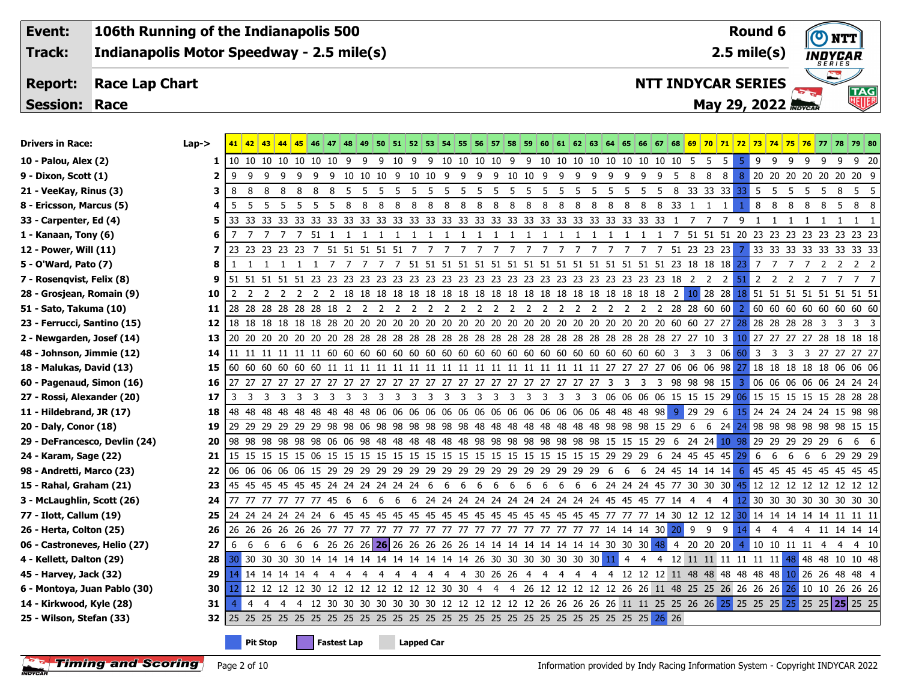| | | | | | | |
|---|---|---|---|---|---|---|
| **Event:** | **106th Running of the Indianapolis 500** | **Round 6** |
| **Track:** | **Indianapolis Motor Speedway - 2.5 mile(s)** | **2.5 mile(s)** |
| **Report:** | **Race Lap Chart** | **NTT INDYCAR SERIES** |
| **Session:** | **Race** | **May 29, 2022** |

| Drivers in Race: | Lap-> | 41 | 42 | 43 | 44 | 45 | 46 | 47 | 48 | 49 | 50 | 51 | 52 | 53 | 54 | 55 | 56 | 57 | 58 | 59 | 60 | 61 | 62 | 63 | 64 | 65 | 66 | 67 | 68 | 69 | 70 | 71 | 72 | 73 | 74 | 75 | 76 | 77 | 78 | 79 | 80 |
|---|---|---|---|---|---|---|---|---|---|---|---|---|---|---|---|---|---|---|---|---|---|---|---|---|---|---|---|---|---|---|---|---|---|---|---|---|---|---|---|---|---|
| 10 - Palou, Alex (2) | 1 | 10 | 10 | 10 | 10 | 10 | 10 | 10 | 9 | 9 | 9 | 10 | 9 | 9 | 10 | 10 | 10 | 10 | 9 | 9 | 10 | 10 | 10 | 10 | 10 | 10 | 10 | 10 | 10 | 5 | 5 | 5 | 5 | 9 | 9 | 9 | 9 | 9 | 9 | 9 | 20 |
| 9 - Dixon, Scott (1) | 2 | 9 | 9 | 9 | 9 | 9 | 9 | 9 | 10 | 10 | 10 | 9 | 10 | 10 | 9 | 9 | 9 | 9 | 10 | 10 | 9 | 9 | 9 | 9 | 9 | 9 | 9 | 9 | 5 | 8 | 8 | 8 | 8 | 20 | 20 | 20 | 20 | 20 | 20 | 20 | 9 |
| 21 - VeeKay, Rinus (3) | 3 | 8 | 8 | 8 | 8 | 8 | 8 | 8 | 5 | 5 | 5 | 5 | 5 | 5 | 5 | 5 | 5 | 5 | 5 | 5 | 5 | 5 | 5 | 5 | 5 | 5 | 5 | 5 | 8 | 33 | 33 | 33 | 33 | 5 | 5 | 5 | 5 | 5 | 8 | 5 | 5 |
| 8 - Ericsson, Marcus (5) | 4 | 5 | 5 | 5 | 5 | 5 | 5 | 5 | 8 | 8 | 8 | 8 | 8 | 8 | 8 | 8 | 8 | 8 | 8 | 8 | 8 | 8 | 8 | 8 | 8 | 8 | 8 | 8 | 33 | 1 | 1 | 1 | 1 | 8 | 8 | 8 | 8 | 8 | 5 | 8 | 8 |
| 33 - Carpenter, Ed (4) | 5 | 33 | 33 | 33 | 33 | 33 | 33 | 33 | 33 | 33 | 33 | 33 | 33 | 33 | 33 | 33 | 33 | 33 | 33 | 33 | 33 | 33 | 33 | 33 | 33 | 33 | 33 | 33 | 1 | 7 | 7 | 7 | 9 | 1 | 1 | 1 | 1 | 1 | 1 | 1 | 1 |
| 1 - Kanaan, Tony (6) | 6 | 7 | 7 | 7 | 7 | 7 | 51 | 1 | 1 | 1 | 1 | 1 | 1 | 1 | 1 | 1 | 1 | 1 | 1 | 1 | 1 | 1 | 1 | 1 | 1 | 1 | 1 | 1 | 7 | 51 | 51 | 51 | 20 | 23 | 23 | 23 | 23 | 23 | 23 | 23 | 23 |
| 12 - Power, Will (11) | 7 | 23 | 23 | 23 | 23 | 23 | 7 | 51 | 51 | 51 | 51 | 51 | 7 | 7 | 7 | 7 | 7 | 7 | 7 | 7 | 7 | 7 | 7 | 7 | 7 | 7 | 7 | 7 | 51 | 23 | 23 | 23 | 7 | 33 | 33 | 33 | 33 | 33 | 33 | 33 | 33 |
| 5 - O'Ward, Pato (7) | 8 | 1 | 1 | 1 | 1 | 1 | 1 | 7 | 7 | 7 | 7 | 7 | 51 | 51 | 51 | 51 | 51 | 51 | 51 | 51 | 51 | 51 | 51 | 51 | 51 | 51 | 51 | 51 | 23 | 18 | 18 | 18 | 23 | 7 | 7 | 7 | 7 | 2 | 2 | 2 | 2 |
| 7 - Rosenqvist, Felix (8) | 9 | 51 | 51 | 51 | 51 | 51 | 23 | 23 | 23 | 23 | 23 | 23 | 23 | 23 | 23 | 23 | 23 | 23 | 23 | 23 | 23 | 23 | 23 | 23 | 23 | 23 | 23 | 23 | 18 | 2 | 2 | 2 | 51 | 2 | 2 | 2 | 2 | 7 | 7 | 7 | 7 |
| 28 - Grosjean, Romain (9) | 10 | 2 | 2 | 2 | 2 | 2 | 2 | 2 | 18 | 18 | 18 | 18 | 18 | 18 | 18 | 18 | 18 | 18 | 18 | 18 | 18 | 18 | 18 | 18 | 18 | 18 | 18 | 18 | 2 | 10 | 28 | 28 | 18 | 51 | 51 | 51 | 51 | 51 | 51 | 51 | 51 |
| 51 - Sato, Takuma (10) | 11 | 28 | 28 | 28 | 28 | 28 | 28 | 18 | 2 | 2 | 2 | 2 | 2 | 2 | 2 | 2 | 2 | 2 | 2 | 2 | 2 | 2 | 2 | 2 | 2 | 2 | 2 | 2 | 28 | 28 | 60 | 60 | 2 | 60 | 60 | 60 | 60 | 60 | 60 | 60 | 60 |
| 23 - Ferrucci, Santino (15) | 12 | 18 | 18 | 18 | 18 | 18 | 18 | 28 | 20 | 20 | 20 | 20 | 20 | 20 | 20 | 20 | 20 | 20 | 20 | 20 | 20 | 20 | 20 | 20 | 20 | 20 | 20 | 20 | 60 | 60 | 27 | 27 | 28 | 28 | 28 | 28 | 28 | 3 | 3 | 3 | 3 |
| 2 - Newgarden, Josef (14) | 13 | 20 | 20 | 20 | 20 | 20 | 20 | 20 | 28 | 28 | 28 | 28 | 28 | 28 | 28 | 28 | 28 | 28 | 28 | 28 | 28 | 28 | 28 | 28 | 28 | 28 | 28 | 28 | 27 | 27 | 10 | 3 | 10 | 27 | 27 | 27 | 27 | 28 | 18 | 18 | 18 |
| 48 - Johnson, Jimmie (12) | 14 | 11 | 11 | 11 | 11 | 11 | 11 | 60 | 60 | 60 | 60 | 60 | 60 | 60 | 60 | 60 | 60 | 60 | 60 | 60 | 60 | 60 | 60 | 60 | 60 | 60 | 60 | 60 | 3 | 3 | 3 | 06 | 60 | 3 | 3 | 3 | 3 | 27 | 27 | 27 | 27 |
| 18 - Malukas, David (13) | 15 | 60 | 60 | 60 | 60 | 60 | 60 | 11 | 11 | 11 | 11 | 11 | 11 | 11 | 11 | 11 | 11 | 11 | 11 | 11 | 11 | 11 | 11 | 11 | 27 | 27 | 27 | 27 | 06 | 06 | 06 | 98 | 27 | 18 | 18 | 18 | 18 | 18 | 06 | 06 | 06 |
| 60 - Pagenaud, Simon (16) | 16 | 27 | 27 | 27 | 27 | 27 | 27 | 27 | 27 | 27 | 27 | 27 | 27 | 27 | 27 | 27 | 27 | 27 | 27 | 27 | 27 | 27 | 27 | 27 | 3 | 3 | 3 | 3 | 98 | 98 | 98 | 15 | 3 | 06 | 06 | 06 | 06 | 06 | 24 | 24 | 24 |
| 27 - Rossi, Alexander (20) | 17 | 3 | 3 | 3 | 3 | 3 | 3 | 3 | 3 | 3 | 3 | 3 | 3 | 3 | 3 | 3 | 3 | 3 | 3 | 3 | 3 | 3 | 3 | 3 | 06 | 06 | 06 | 06 | 15 | 15 | 15 | 29 | 06 | 15 | 15 | 15 | 15 | 15 | 28 | 28 | 28 |
| 11 - Hildebrand, JR (17) | 18 | 48 | 48 | 48 | 48 | 48 | 48 | 48 | 48 | 48 | 48 | 06 | 06 | 06 | 06 | 06 | 06 | 06 | 06 | 06 | 06 | 06 | 06 | 06 | 48 | 48 | 48 | 98 | 9 | 29 | 29 | 6 | 15 | 24 | 24 | 24 | 24 | 24 | 15 | 98 | 98 |
| 20 - Daly, Conor (18) | 19 | 29 | 29 | 29 | 29 | 29 | 29 | 98 | 98 | 06 | 98 | 98 | 98 | 98 | 98 | 98 | 48 | 48 | 48 | 48 | 48 | 48 | 48 | 48 | 98 | 98 | 98 | 15 | 29 | 6 | 6 | 24 | 24 | 98 | 98 | 98 | 98 | 98 | 98 | 15 | 15 |
| 29 - DeFrancesco, Devlin (24) | 20 | 98 | 98 | 98 | 98 | 98 | 06 | 06 | 06 | 98 | 48 | 48 | 48 | 48 | 48 | 48 | 98 | 98 | 98 | 98 | 98 | 98 | 98 | 98 | 15 | 15 | 15 | 29 | 6 | 24 | 24 | 10 | 98 | 29 | 29 | 29 | 29 | 29 | 6 | 6 | 6 |
| 24 - Karam, Sage (22) | 21 | 15 | 15 | 15 | 15 | 15 | 06 | 15 | 15 | 15 | 15 | 15 | 15 | 15 | 15 | 15 | 15 | 15 | 15 | 15 | 15 | 15 | 15 | 15 | 29 | 29 | 29 | 6 | 24 | 45 | 45 | 45 | 29 | 6 | 6 | 6 | 6 | 6 | 29 | 29 | 29 |
| 98 - Andretti, Marco (23) | 22 | 06 | 06 | 06 | 06 | 06 | 15 | 29 | 29 | 29 | 29 | 29 | 29 | 29 | 29 | 29 | 29 | 29 | 29 | 29 | 29 | 29 | 29 | 29 | 6 | 6 | 6 | 24 | 45 | 14 | 14 | 14 | 6 | 45 | 45 | 45 | 45 | 45 | 45 | 45 | 45 |
| 15 - Rahal, Graham (21) | 23 | 45 | 45 | 45 | 45 | 45 | 45 | 24 | 24 | 24 | 24 | 24 | 24 | 6 | 6 | 6 | 6 | 6 | 6 | 6 | 6 | 6 | 6 | 6 | 24 | 24 | 24 | 45 | 77 | 30 | 30 | 30 | 45 | 12 | 12 | 12 | 12 | 12 | 12 | 12 | 12 |
| 3 - McLaughlin, Scott (26) | 24 | 77 | 77 | 77 | 77 | 77 | 77 | 45 | 6 | 6 | 6 | 6 | 6 | 24 | 24 | 24 | 24 | 24 | 24 | 24 | 24 | 24 | 24 | 24 | 45 | 45 | 45 | 77 | 14 | 4 | 4 | 4 | 12 | 30 | 30 | 30 | 30 | 30 | 30 | 30 | 30 |
| 77 - Ilott, Callum (19) | 25 | 24 | 24 | 24 | 24 | 24 | 24 | 6 | 45 | 45 | 45 | 45 | 45 | 45 | 45 | 45 | 45 | 45 | 45 | 45 | 45 | 45 | 45 | 45 | 77 | 77 | 77 | 14 | 30 | 12 | 12 | 12 | 30 | 14 | 14 | 14 | 14 | 14 | 11 | 11 | 11 |
| 26 - Herta, Colton (25) | 26 | 26 | 26 | 26 | 26 | 26 | 26 | 77 | 77 | 77 | 77 | 77 | 77 | 77 | 77 | 77 | 77 | 77 | 77 | 77 | 77 | 77 | 77 | 77 | 14 | 14 | 14 | 30 | 20 | 9 | 9 | 9 | 14 | 4 | 4 | 4 | 4 | 11 | 14 | 14 | 14 |
| 06 - Castroneves, Helio (27) | 27 | 6 | 6 | 6 | 6 | 6 | 6 | 26 | 26 | 26 | 26 | 26 | 26 | 26 | 26 | 26 | 14 | 14 | 14 | 14 | 14 | 14 | 14 | 14 | 30 | 30 | 30 | 48 | 4 | 20 | 20 | 20 | 4 | 10 | 10 | 11 | 11 | 4 | 4 | 4 | 10 |
| 4 - Kellett, Dalton (29) | 28 | 30 | 30 | 30 | 30 | 30 | 14 | 14 | 14 | 14 | 14 | 14 | 14 | 14 | 14 | 14 | 26 | 30 | 30 | 30 | 30 | 30 | 30 | 30 | 11 | 4 | 4 | 4 | 12 | 11 | 11 | 11 | 11 | 11 | 11 | 48 | 48 | 48 | 10 | 10 | 48 |
| 45 - Harvey, Jack (32) | 29 | 14 | 14 | 14 | 14 | 14 | 4 | 4 | 4 | 4 | 4 | 4 | 4 | 4 | 4 | 4 | 30 | 26 | 26 | 4 | 4 | 4 | 4 | 4 | 4 | 12 | 12 | 12 | 11 | 48 | 48 | 48 | 48 | 48 | 48 | 10 | 26 | 26 | 48 | 48 | 4 |
| 6 - Montoya, Juan Pablo (30) | 30 | 12 | 12 | 12 | 12 | 12 | 30 | 12 | 12 | 12 | 12 | 12 | 12 | 12 | 30 | 30 | 4 | 4 | 4 | 26 | 12 | 12 | 12 | 12 | 12 | 26 | 26 | 11 | 48 | 25 | 25 | 26 | 26 | 26 | 26 | 26 | 10 | 10 | 26 | 26 | 26 |
| 14 - Kirkwood, Kyle (28) | 31 | 4 | 4 | 4 | 4 | 4 | 12 | 30 | 30 | 30 | 30 | 30 | 30 | 30 | 12 | 12 | 12 | 12 | 12 | 12 | 26 | 26 | 26 | 26 | 26 | 11 | 11 | 25 | 25 | 26 | 26 | 25 | 25 | 25 | 25 | 25 | 25 | 25 | 25 | 25 | 25 |
| 25 - Wilson, Stefan (33) | 32 | 25 | 25 | 25 | 25 | 25 | 25 | 25 | 25 | 25 | 25 | 25 | 25 | 25 | 25 | 25 | 25 | 25 | 25 | 25 | 25 | 25 | 25 | 25 | 25 | 25 | 25 | 26 | 26 | | | | | | | | | | | | |

Pit Stop | Fastest Lap | Lapped Car

Information provided by Indy Racing Information System - Copyright INDYCAR 2022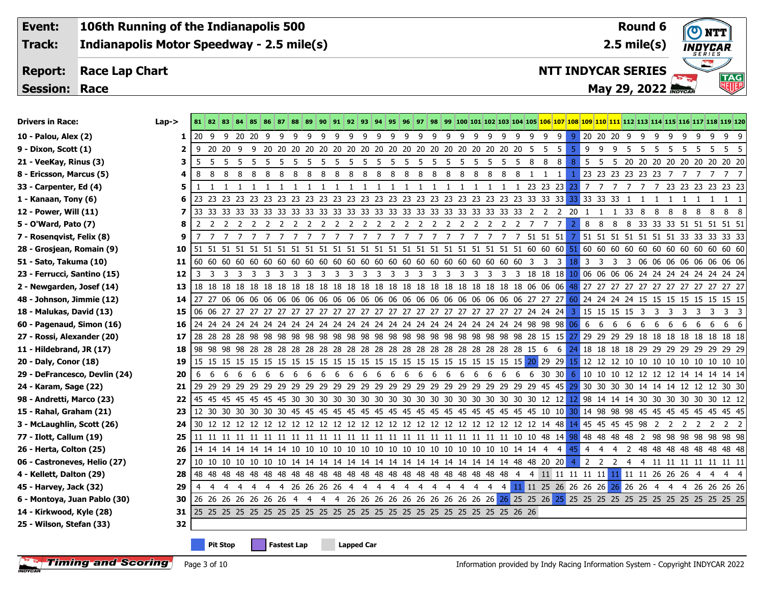**Event:** 106th Running of the Indianapolis 500 — Round 6

**Track:** Indianapolis Motor Speedway - 2.5 mile(s) — 2.5 mile(s)

**Report:** Race Lap Chart — NTT INDYCAR SERIES

**Session:** Race — May 29, 2022

| Drivers in Race: | Lap-> | 81 | 82 | 83 | 84 | 85 | 86 | 87 | 88 | 89 | 90 | 91 | 92 | 93 | 94 | 95 | 96 | 97 | 98 | 99 | 100 | 101 | 102 | 103 | 104 | 105 | 106 | 107 | 108 | 109 | 110 | 111 | 112 | 113 | 114 | 115 | 116 | 117 | 118 | 119 | 120 |
|---|---|---|---|---|---|---|---|---|---|---|---|---|---|---|---|---|---|---|---|---|---|---|---|---|---|---|---|---|---|---|---|---|---|---|---|---|---|---|---|---|---|
| 10 - Palou, Alex (2) | 1 | 20 | 9 | 9 | 20 | 20 | 9 | 9 | 9 | 9 | 9 | 9 | 9 | 9 | 9 | 9 | 9 | 9 | 9 | 9 | 9 | 9 | 9 | 9 | 9 | 9 | 9 | 9 | 9 | 20 | 20 | 20 | 9 | 9 | 9 | 9 | 9 | 9 | 9 | 9 | 9 |
| 9 - Dixon, Scott (1) | 2 | 9 | 20 | 20 | 9 | 9 | 20 | 20 | 20 | 20 | 20 | 20 | 20 | 20 | 20 | 20 | 20 | 20 | 20 | 20 | 20 | 20 | 20 | 20 | 20 | 5 | 5 | 5 | 5 | 9 | 9 | 9 | 5 | 5 | 5 | 5 | 5 | 5 | 5 | 5 | 5 |
| 21 - VeeKay, Rinus (3) | 3 | 5 | 5 | 5 | 5 | 5 | 5 | 5 | 5 | 5 | 5 | 5 | 5 | 5 | 5 | 5 | 5 | 5 | 5 | 5 | 5 | 5 | 5 | 5 | 5 | 8 | 8 | 8 | 8 | 5 | 5 | 5 | 20 | 20 | 20 | 20 | 20 | 20 | 20 | 20 | 20 |
| 8 - Ericsson, Marcus (5) | 4 | 8 | 8 | 8 | 8 | 8 | 8 | 8 | 8 | 8 | 8 | 8 | 8 | 8 | 8 | 8 | 8 | 8 | 8 | 8 | 8 | 8 | 8 | 8 | 8 | 1 | 1 | 1 | 1 | 23 | 23 | 23 | 23 | 23 | 23 | 7 | 7 | 7 | 7 | 7 | 7 |
| 33 - Carpenter, Ed (4) | 5 | 1 | 1 | 1 | 1 | 1 | 1 | 1 | 1 | 1 | 1 | 1 | 1 | 1 | 1 | 1 | 1 | 1 | 1 | 1 | 1 | 1 | 1 | 1 | 1 | 23 | 23 | 23 | 23 | 7 | 7 | 7 | 7 | 7 | 7 | 23 | 23 | 23 | 23 | 23 | 23 |
| 1 - Kanaan, Tony (6) | 6 | 23 | 23 | 23 | 23 | 23 | 23 | 23 | 23 | 23 | 23 | 23 | 23 | 23 | 23 | 23 | 23 | 23 | 23 | 23 | 23 | 23 | 23 | 23 | 23 | 33 | 33 | 33 | 33 | 33 | 33 | 33 | 1 | 1 | 1 | 1 | 1 | 1 | 1 | 1 | 1 |
| 12 - Power, Will (11) | 7 | 33 | 33 | 33 | 33 | 33 | 33 | 33 | 33 | 33 | 33 | 33 | 33 | 33 | 33 | 33 | 33 | 33 | 33 | 33 | 33 | 33 | 33 | 33 | 33 | 2 | 2 | 2 | 20 | 1 | 1 | 1 | 33 | 8 | 8 | 8 | 8 | 8 | 8 | 8 | 8 |
| 5 - O'Ward, Pato (7) | 8 | 2 | 2 | 2 | 2 | 2 | 2 | 2 | 2 | 2 | 2 | 2 | 2 | 2 | 2 | 2 | 2 | 2 | 2 | 2 | 2 | 2 | 2 | 2 | 2 | 7 | 7 | 7 | 2 | 8 | 8 | 8 | 8 | 33 | 33 | 33 | 51 | 51 | 51 | 51 | 51 |
| 7 - Rosenqvist, Felix (8) | 9 | 7 | 7 | 7 | 7 | 7 | 7 | 7 | 7 | 7 | 7 | 7 | 7 | 7 | 7 | 7 | 7 | 7 | 7 | 7 | 7 | 7 | 7 | 7 | 7 | 51 | 51 | 51 | 7 | 51 | 51 | 51 | 51 | 51 | 51 | 51 | 33 | 33 | 33 | 33 | 33 |
| 28 - Grosjean, Romain (9) | 10 | 51 | 51 | 51 | 51 | 51 | 51 | 51 | 51 | 51 | 51 | 51 | 51 | 51 | 51 | 51 | 51 | 51 | 51 | 51 | 51 | 51 | 51 | 51 | 51 | 60 | 60 | 60 | 51 | 60 | 60 | 60 | 60 | 60 | 60 | 60 | 60 | 60 | 60 | 60 | 60 |
| 51 - Sato, Takuma (10) | 11 | 60 | 60 | 60 | 60 | 60 | 60 | 60 | 60 | 60 | 60 | 60 | 60 | 60 | 60 | 60 | 60 | 60 | 60 | 60 | 60 | 60 | 60 | 60 | 60 | 3 | 3 | 3 | 18 | 3 | 3 | 3 | 3 | 06 | 06 | 06 | 06 | 06 | 06 | 06 | 06 |
| 23 - Ferrucci, Santino (15) | 12 | 3 | 3 | 3 | 3 | 3 | 3 | 3 | 3 | 3 | 3 | 3 | 3 | 3 | 3 | 3 | 3 | 3 | 3 | 3 | 3 | 3 | 3 | 3 | 3 | 18 | 18 | 18 | 10 | 06 | 06 | 06 | 06 | 24 | 24 | 24 | 24 | 24 | 24 | 24 | 24 |
| 2 - Newgarden, Josef (14) | 13 | 18 | 18 | 18 | 18 | 18 | 18 | 18 | 18 | 18 | 18 | 18 | 18 | 18 | 18 | 18 | 18 | 18 | 18 | 18 | 18 | 18 | 18 | 18 | 18 | 06 | 06 | 06 | 48 | 27 | 27 | 27 | 27 | 27 | 27 | 27 | 27 | 27 | 27 | 27 | 27 |
| 48 - Johnson, Jimmie (12) | 14 | 27 | 27 | 06 | 06 | 06 | 06 | 06 | 06 | 06 | 06 | 06 | 06 | 06 | 06 | 06 | 06 | 06 | 06 | 06 | 06 | 06 | 06 | 06 | 06 | 27 | 27 | 27 | 60 | 24 | 24 | 24 | 24 | 15 | 15 | 15 | 15 | 15 | 15 | 15 | 15 |
| 18 - Malukas, David (13) | 15 | 06 | 06 | 27 | 27 | 27 | 27 | 27 | 27 | 27 | 27 | 27 | 27 | 27 | 27 | 27 | 27 | 27 | 27 | 27 | 27 | 27 | 27 | 27 | 27 | 24 | 24 | 24 | 3 | 15 | 15 | 15 | 15 | 3 | 3 | 3 | 3 | 3 | 3 | 3 | 3 |
| 60 - Pagenaud, Simon (16) | 16 | 24 | 24 | 24 | 24 | 24 | 24 | 24 | 24 | 24 | 24 | 24 | 24 | 24 | 24 | 24 | 24 | 24 | 24 | 24 | 24 | 24 | 24 | 24 | 24 | 98 | 98 | 98 | 06 | 6 | 6 | 6 | 6 | 6 | 6 | 6 | 6 | 6 | 6 | 6 | 6 |
| 27 - Rossi, Alexander (20) | 17 | 28 | 28 | 28 | 28 | 98 | 98 | 98 | 98 | 98 | 98 | 98 | 98 | 98 | 98 | 98 | 98 | 98 | 98 | 98 | 98 | 98 | 98 | 98 | 98 | 28 | 15 | 15 | 27 | 29 | 29 | 29 | 29 | 18 | 18 | 18 | 18 | 18 | 18 | 18 | 18 |
| 11 - Hildebrand, JR (17) | 18 | 98 | 98 | 98 | 98 | 28 | 28 | 28 | 28 | 28 | 28 | 28 | 28 | 28 | 28 | 28 | 28 | 28 | 28 | 28 | 28 | 28 | 28 | 28 | 28 | 15 | 6 | 6 | 24 | 18 | 18 | 18 | 18 | 29 | 29 | 29 | 29 | 29 | 29 | 29 | 29 |
| 20 - Daly, Conor (18) | 19 | 15 | 15 | 15 | 15 | 15 | 15 | 15 | 15 | 15 | 15 | 15 | 15 | 15 | 15 | 15 | 15 | 15 | 15 | 15 | 15 | 15 | 15 | 15 | 15 | 20 | 29 | 29 | 15 | 12 | 12 | 12 | 10 | 10 | 10 | 10 | 10 | 10 | 10 | 10 | 10 |
| 29 - DeFrancesco, Devlin (24) | 20 | 6 | 6 | 6 | 6 | 6 | 6 | 6 | 6 | 6 | 6 | 6 | 6 | 6 | 6 | 6 | 6 | 6 | 6 | 6 | 6 | 6 | 6 | 6 | 6 | 6 | 30 | 30 | 6 | 10 | 10 | 10 | 12 | 12 | 12 | 14 | 14 | 14 | 14 | 14 | 14 |
| 24 - Karam, Sage (22) | 21 | 29 | 29 | 29 | 29 | 29 | 29 | 29 | 29 | 29 | 29 | 29 | 29 | 29 | 29 | 29 | 29 | 29 | 29 | 29 | 29 | 29 | 29 | 29 | 29 | 29 | 45 | 45 | 29 | 30 | 30 | 30 | 30 | 14 | 14 | 14 | 12 | 12 | 12 | 30 | 30 |
| 98 - Andretti, Marco (23) | 22 | 45 | 45 | 45 | 45 | 45 | 45 | 45 | 30 | 30 | 30 | 30 | 30 | 30 | 30 | 30 | 30 | 30 | 30 | 30 | 30 | 30 | 30 | 30 | 30 | 30 | 12 | 12 | 12 | 98 | 14 | 14 | 14 | 30 | 30 | 30 | 30 | 30 | 30 | 12 | 12 |
| 15 - Rahal, Graham (21) | 23 | 12 | 30 | 30 | 30 | 30 | 30 | 30 | 45 | 45 | 45 | 45 | 45 | 45 | 45 | 45 | 45 | 45 | 45 | 45 | 45 | 45 | 45 | 45 | 45 | 45 | 10 | 10 | 30 | 14 | 98 | 98 | 98 | 45 | 45 | 45 | 45 | 45 | 45 | 45 | 45 |
| 3 - McLaughlin, Scott (26) | 24 | 30 | 12 | 12 | 12 | 12 | 12 | 12 | 12 | 12 | 12 | 12 | 12 | 12 | 12 | 12 | 12 | 12 | 12 | 12 | 12 | 12 | 12 | 12 | 12 | 12 | 14 | 48 | 14 | 45 | 45 | 45 | 45 | 98 | 2 | 2 | 2 | 2 | 2 | 2 | 2 |
| 77 - Ilott, Callum (19) | 25 | 11 | 11 | 11 | 11 | 11 | 11 | 11 | 11 | 11 | 11 | 11 | 11 | 11 | 11 | 11 | 11 | 11 | 11 | 11 | 11 | 11 | 11 | 11 | 10 | 10 | 48 | 14 | 98 | 48 | 48 | 48 | 48 | 2 | 98 | 98 | 98 | 98 | 98 | 98 | 98 |
| 26 - Herta, Colton (25) | 26 | 14 | 14 | 14 | 14 | 14 | 14 | 14 | 10 | 10 | 10 | 10 | 10 | 10 | 10 | 10 | 10 | 10 | 10 | 10 | 10 | 10 | 10 | 10 | 14 | 14 | 4 | 4 | 45 | 4 | 4 | 4 | 2 | 48 | 48 | 48 | 48 | 48 | 48 | 48 | 48 |
| 06 - Castroneves, Helio (27) | 27 | 10 | 10 | 10 | 10 | 10 | 10 | 10 | 14 | 14 | 14 | 14 | 14 | 14 | 14 | 14 | 14 | 14 | 14 | 14 | 14 | 14 | 14 | 14 | 48 | 48 | 20 | 20 | 4 | 2 | 2 | 2 | 4 | 4 | 11 | 11 | 11 | 11 | 11 | 11 | 11 |
| 4 - Kellett, Dalton (29) | 28 | 48 | 48 | 48 | 48 | 48 | 48 | 48 | 48 | 48 | 48 | 48 | 48 | 48 | 48 | 48 | 48 | 48 | 48 | 48 | 48 | 48 | 48 | 48 | 4 | 4 | 11 | 11 | 11 | 11 | 11 | 11 | 11 | 11 | 26 | 26 | 26 | 4 | 4 | 4 | 4 |
| 45 - Harvey, Jack (32) | 29 | 4 | 4 | 4 | 4 | 4 | 4 | 4 | 26 | 26 | 26 | 26 | 4 | 4 | 4 | 4 | 4 | 4 | 4 | 4 | 4 | 4 | 4 | 4 | 11 | 11 | 25 | 26 | 26 | 26 | 26 | 26 | 26 | 26 | 4 | 4 | 4 | 26 | 26 | 26 | 26 |
| 6 - Montoya, Juan Pablo (30) | 30 | 26 | 26 | 26 | 26 | 26 | 26 | 26 | 4 | 4 | 4 | 4 | 26 | 26 | 26 | 26 | 26 | 26 | 26 | 26 | 26 | 26 | 26 | 26 | 25 | 25 | 26 | 25 | 25 | 25 | 25 | 25 | 25 | 25 | 25 | 25 | 25 | 25 | 25 | 25 | 25 |
| 14 - Kirkwood, Kyle (28) | 31 | 25 | 25 | 25 | 25 | 25 | 25 | 25 | 25 | 25 | 25 | 25 | 25 | 25 | 25 | 25 | 25 | 25 | 25 | 25 | 25 | 25 | 25 | 25 | 26 | 26 | | | | | | | | | | | | | | | |
| 25 - Wilson, Stefan (33) | 32 | | | | | | | | | | | | | | | | | | | | | | | | | | | | | | | | | | | | | | | | |

Pit Stop | Fastest Lap | Lapped Car

Information provided by Indy Racing Information System - Copyright INDYCAR 2022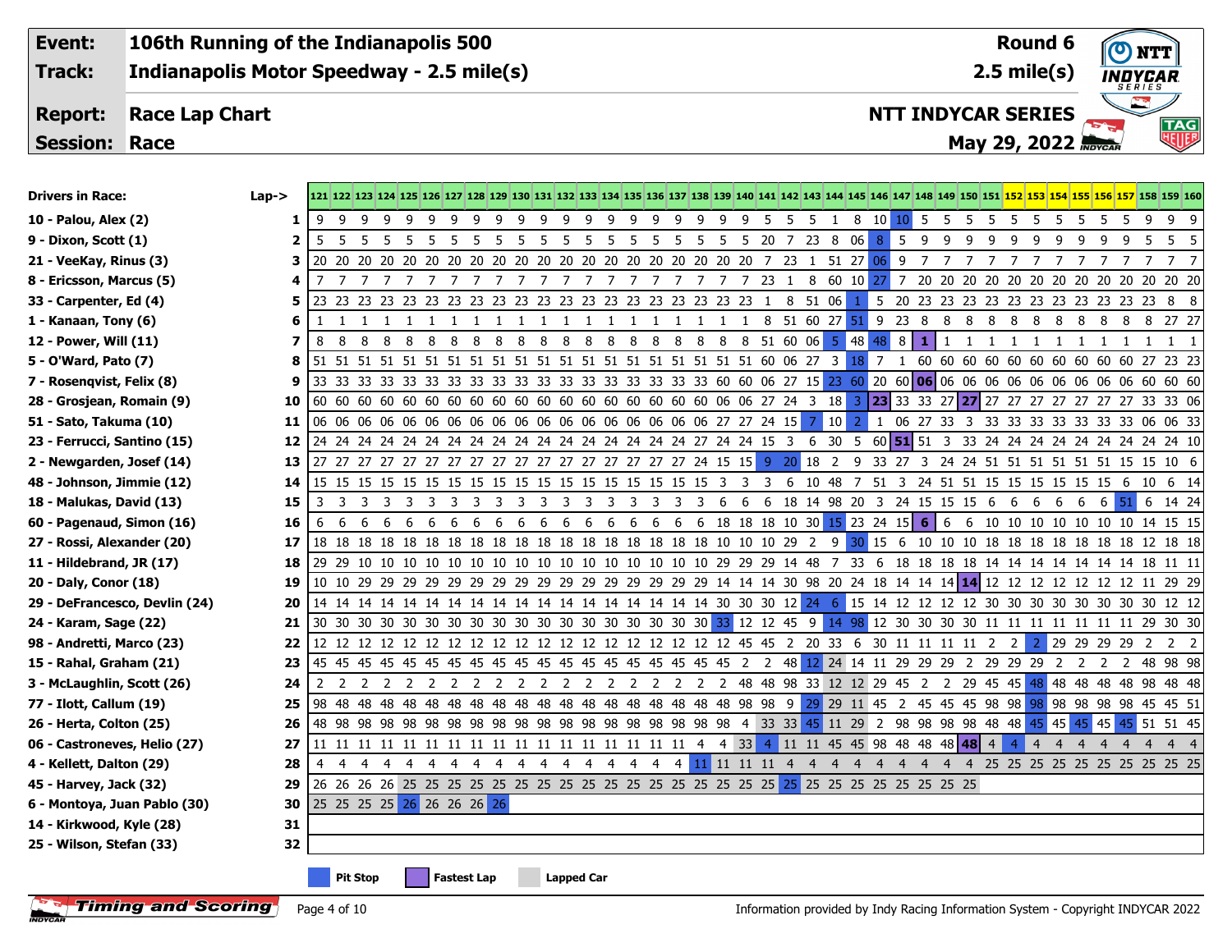**Event:** 106th Running of the Indianapolis 500 — Round 6

**Track:** Indianapolis Motor Speedway - 2.5 mile(s) — 2.5 mile(s)

**Report:** Race Lap Chart — NTT INDYCAR SERIES

**Session:** Race — May 29, 2022

Cells marked (P) are pit stops and cells marked (FL) are fastest laps.

| Drivers in Race: | Lap-> | 121 | 122 | 123 | 124 | 125 | 126 | 127 | 128 | 129 | 130 | 131 | 132 | 133 | 134 | 135 | 136 | 137 | 138 | 139 | 140 | 141 | 142 | 143 | 144 | 145 | 146 | 147 | 148 | 149 | 150 | 151 | 152 | 153 | 154 | 155 | 156 | 157 | 158 | 159 | 160 |
|---|---|---|---|---|---|---|---|---|---|---|---|---|---|---|---|---|---|---|---|---|---|---|---|---|---|---|---|---|---|---|---|---|---|---|---|---|---|---|---|---|---|
| 10 - Palou, Alex (2) | 1 | 9 | 9 | 9 | 9 | 9 | 9 | 9 | 9 | 9 | 9 | 9 | 9 | 9 | 9 | 9 | 9 | 9 | 9 | 9 | 9 | 5 | 5 | 5 | 1 | 8 | 10 | 10 (P) | 5 | 5 | 5 | 5 | 5 | 5 | 5 | 5 | 5 | 5 | 9 | 9 | 9 |
| 9 - Dixon, Scott (1) | 2 | 5 | 5 | 5 | 5 | 5 | 5 | 5 | 5 | 5 | 5 | 5 | 5 | 5 | 5 | 5 | 5 | 5 | 5 | 5 | 5 | 20 | 7 | 23 | 8 | 06 | 8 (P) | 5 | 9 | 9 | 9 | 9 | 9 | 9 | 9 | 9 | 9 | 9 | 5 | 5 | 5 |
| 21 - VeeKay, Rinus (3) | 3 | 20 | 20 | 20 | 20 | 20 | 20 | 20 | 20 | 20 | 20 | 20 | 20 | 20 | 20 | 20 | 20 | 20 | 20 | 20 | 20 | 7 | 23 | 1 | 51 | 27 | 06 (P) | 9 | 7 | 7 | 7 | 7 | 7 | 7 | 7 | 7 | 7 | 7 | 7 | 7 | 7 |
| 8 - Ericsson, Marcus (5) | 4 | 7 | 7 | 7 | 7 | 7 | 7 | 7 | 7 | 7 | 7 | 7 | 7 | 7 | 7 | 7 | 7 | 7 | 7 | 7 | 7 | 23 | 1 | 8 | 60 | 10 | 27 (P) | 7 | 20 | 20 | 20 | 20 | 20 | 20 | 20 | 20 | 20 | 20 | 20 | 20 | 20 |
| 33 - Carpenter, Ed (4) | 5 | 23 | 23 | 23 | 23 | 23 | 23 | 23 | 23 | 23 | 23 | 23 | 23 | 23 | 23 | 23 | 23 | 23 | 23 | 23 | 23 | 1 | 8 | 51 | 06 | 1 (P) | 5 | 20 | 23 | 23 | 23 | 23 | 23 | 23 | 23 | 23 | 23 | 23 | 23 | 8 | 8 |
| 1 - Kanaan, Tony (6) | 6 | 1 | 1 | 1 | 1 | 1 | 1 | 1 | 1 | 1 | 1 | 1 | 1 | 1 | 1 | 1 | 1 | 1 | 1 | 1 | 1 | 8 | 51 | 60 | 27 | 51 (P) | 9 | 23 | 8 | 8 | 8 | 8 | 8 | 8 | 8 | 8 | 8 | 8 | 8 | 27 | 27 |
| 12 - Power, Will (11) | 7 | 8 | 8 | 8 | 8 | 8 | 8 | 8 | 8 | 8 | 8 | 8 | 8 | 8 | 8 | 8 | 8 | 8 | 8 | 8 | 8 | 51 | 60 | 06 | 5 (P) | 48 | 48 (P) | 8 | 1 (FL) | 1 | 1 | 1 | 1 | 1 | 1 | 1 | 1 | 1 | 1 | 1 | 1 |
| 5 - O'Ward, Pato (7) | 8 | 51 | 51 | 51 | 51 | 51 | 51 | 51 | 51 | 51 | 51 | 51 | 51 | 51 | 51 | 51 | 51 | 51 | 51 | 51 | 51 | 60 | 06 | 27 | 3 | 18 (P) | 7 | 1 | 60 | 60 | 60 | 60 | 60 | 60 | 60 | 60 | 60 | 60 | 27 | 23 | 23 |
| 7 - Rosenqvist, Felix (8) | 9 | 33 | 33 | 33 | 33 | 33 | 33 | 33 | 33 | 33 | 33 | 33 | 33 | 33 | 33 | 33 | 33 | 33 | 33 | 60 | 60 | 06 | 27 | 15 | 23 (P) | 60 (P) | 20 | 60 | 06 (FL) | 06 | 06 | 06 | 06 | 06 | 06 | 06 | 06 | 06 | 60 | 60 | 60 |
| 28 - Grosjean, Romain (9) | 10 | 60 | 60 | 60 | 60 | 60 | 60 | 60 | 60 | 60 | 60 | 60 | 60 | 60 | 60 | 60 | 60 | 60 | 60 | 06 | 06 | 27 | 24 | 3 | 18 | 3 (P) | 23 (FL) | 33 | 33 | 27 | 27 (FL) | 27 | 27 | 27 | 27 | 27 | 27 | 27 | 33 | 33 | 06 |
| 51 - Sato, Takuma (10) | 11 | 06 | 06 | 06 | 06 | 06 | 06 | 06 | 06 | 06 | 06 | 06 | 06 | 06 | 06 | 06 | 06 | 06 | 06 | 27 | 27 | 24 | 15 | 7 (P) | 10 | 2 (P) | 1 | 06 | 27 | 33 | 3 | 33 | 33 | 33 | 33 | 33 | 33 | 33 | 06 | 06 | 33 |
| 23 - Ferrucci, Santino (15) | 12 | 24 | 24 | 24 | 24 | 24 | 24 | 24 | 24 | 24 | 24 | 24 | 24 | 24 | 24 | 24 | 24 | 24 | 27 | 24 | 24 | 15 | 3 | 6 | 30 | 5 | 60 | 51 (FL) | 51 | 3 | 33 | 24 | 24 | 24 | 24 | 24 | 24 | 24 | 24 | 24 | 10 |
| 2 - Newgarden, Josef (14) | 13 | 27 | 27 | 27 | 27 | 27 | 27 | 27 | 27 | 27 | 27 | 27 | 27 | 27 | 27 | 27 | 27 | 27 | 24 | 15 | 15 | 9 (P) | 20 (P) | 18 | 2 | 9 | 33 | 27 | 3 | 24 | 24 | 51 | 51 | 51 | 51 | 51 | 51 | 15 | 15 | 10 | 6 |
| 48 - Johnson, Jimmie (12) | 14 | 15 | 15 | 15 | 15 | 15 | 15 | 15 | 15 | 15 | 15 | 15 | 15 | 15 | 15 | 15 | 15 | 15 | 3 | 3 | 3 | 6 | 10 | 48 | 7 | 51 | 3 | 24 | 51 | 51 | 15 | 15 | 15 | 15 | 15 | 15 | 15 | 6 | 10 | 6 | 14 |
| 18 - Malukas, David (13) | 15 | 3 | 3 | 3 | 3 | 3 | 3 | 3 | 3 | 3 | 3 | 3 | 3 | 3 | 3 | 3 | 3 | 3 | 3 | 6 | 6 | 6 | 18 | 14 | 98 | 20 | 3 | 24 | 15 | 15 | 15 | 6 | 6 | 6 | 6 | 6 | 6 | 51 (FL) | 6 | 14 | 24 |
| 60 - Pagenaud, Simon (16) | 16 | 6 | 6 | 6 | 6 | 6 | 6 | 6 | 6 | 6 | 6 | 6 | 6 | 6 | 6 | 6 | 6 | 6 | 6 | 18 | 18 | 18 | 10 | 30 | 15 (P) | 23 | 24 | 15 | 6 (FL) | 6 | 6 | 10 | 10 | 10 | 10 | 10 | 10 | 10 | 14 | 15 | 15 |
| 27 - Rossi, Alexander (20) | 17 | 18 | 18 | 18 | 18 | 18 | 18 | 18 | 18 | 18 | 18 | 18 | 18 | 18 | 18 | 18 | 18 | 18 | 18 | 10 | 10 | 10 | 29 | 2 | 9 | 30 (P) | 15 | 6 | 10 | 10 | 10 | 18 | 18 | 18 | 18 | 18 | 18 | 18 | 12 | 18 | 18 |
| 11 - Hildebrand, JR (17) | 18 | 29 | 29 | 10 | 10 | 10 | 10 | 10 | 10 | 10 | 10 | 10 | 10 | 10 | 10 | 10 | 10 | 10 | 10 | 29 | 29 | 29 | 14 | 48 | 7 | 33 | 6 | 18 | 18 | 18 | 18 | 14 | 14 | 14 | 14 | 14 | 14 | 14 | 18 | 11 | 11 |
| 20 - Daly, Conor (18) | 19 | 10 | 10 | 29 | 29 | 29 | 29 | 29 | 29 | 29 | 29 | 29 | 29 | 29 | 29 | 29 | 29 | 29 | 29 | 14 | 14 | 14 | 30 | 98 | 20 | 24 | 18 | 14 | 14 | 14 | 14 (FL) | 12 | 12 | 12 | 12 | 12 | 12 | 12 | 11 | 29 | 29 |
| 29 - DeFrancesco, Devlin (24) | 20 | 14 | 14 | 14 | 14 | 14 | 14 | 14 | 14 | 14 | 14 | 14 | 14 | 14 | 14 | 14 | 14 | 14 | 14 | 30 | 30 | 30 | 12 | 24 (P) | 6 (P) | 15 | 14 | 12 | 12 | 12 | 12 | 30 | 30 | 30 | 30 | 30 | 30 | 30 | 30 | 12 | 12 |
| 24 - Karam, Sage (22) | 21 | 30 | 30 | 30 | 30 | 30 | 30 | 30 | 30 | 30 | 30 | 30 | 30 | 30 | 30 | 30 | 30 | 30 | 30 | 33 (P) | 12 | 12 | 45 | 9 | 14 (P) | 98 (P) | 12 | 30 | 30 | 30 | 30 | 11 | 11 | 11 | 11 | 11 | 11 | 11 | 29 | 30 | 30 |
| 98 - Andretti, Marco (23) | 22 | 12 | 12 | 12 | 12 | 12 | 12 | 12 | 12 | 12 | 12 | 12 | 12 | 12 | 12 | 12 | 12 | 12 | 12 | 12 | 45 | 45 | 2 | 20 | 33 | 6 | 30 | 11 | 11 | 11 | 11 | 2 | 2 | 2 (P) | 29 | 29 | 29 | 29 | 2 | 2 | 2 |
| 15 - Rahal, Graham (21) | 23 | 45 | 45 | 45 | 45 | 45 | 45 | 45 | 45 | 45 | 45 | 45 | 45 | 45 | 45 | 45 | 45 | 45 | 45 | 45 | 2 | 2 | 48 | 12 (P) | 24 | 14 | 11 | 29 | 29 | 29 | 2 | 29 | 29 | 29 | 2 | 2 | 2 | 2 | 48 | 98 | 98 |
| 3 - McLaughlin, Scott (26) | 24 | 2 | 2 | 2 | 2 | 2 | 2 | 2 | 2 | 2 | 2 | 2 | 2 | 2 | 2 | 2 | 2 | 2 | 2 | 2 | 48 | 48 | 98 | 33 | 12 | 12 | 29 | 45 | 2 | 2 | 29 | 45 | 45 | 48 (P) | 48 | 48 | 48 | 48 | 98 | 48 | 48 |
| 77 - Ilott, Callum (19) | 25 | 98 | 48 | 48 | 48 | 48 | 48 | 48 | 48 | 48 | 48 | 48 | 48 | 48 | 48 | 48 | 48 | 48 | 48 | 48 | 98 | 98 | 9 | 29 (P) | 29 | 11 | 45 | 2 | 45 | 45 | 45 | 98 | 98 | 98 (P) | 98 | 98 | 98 | 98 | 45 | 45 | 51 |
| 26 - Herta, Colton (25) | 26 | 48 | 98 | 98 | 98 | 98 | 98 | 98 | 98 | 98 | 98 | 98 | 98 | 98 | 98 | 98 | 98 | 98 | 98 | 98 | 4 | 33 | 33 | 45 (P) | 11 | 29 | 2 | 98 | 98 | 98 | 98 | 48 | 48 | 45 (P) | 45 | 45 (P) | 45 | 45 (P) | 51 | 51 | 45 |
| 06 - Castroneves, Helio (27) | 27 | 11 | 11 | 11 | 11 | 11 | 11 | 11 | 11 | 11 | 11 | 11 | 11 | 11 | 11 | 11 | 11 | 11 | 4 | 4 | 33 | 4 (P) | 11 | 11 | 45 | 45 | 98 | 48 | 48 | 48 | 48 (FL) | 4 | 4 (P) | 4 | 4 | 4 | 4 | 4 | 4 | 4 | 4 |
| 4 - Kellett, Dalton (29) | 28 | 4 | 4 | 4 | 4 | 4 | 4 | 4 | 4 | 4 | 4 | 4 | 4 | 4 | 4 | 4 | 4 | 4 | 11 (P) | 11 | 11 | 11 | 4 | 4 | 4 | 4 | 4 | 4 | 4 | 4 | 4 | 25 | 25 | 25 | 25 | 25 | 25 | 25 | 25 | 25 | 25 |
| 45 - Harvey, Jack (32) | 29 | 26 | 26 | 26 | 26 | 25 | 25 | 25 | 25 | 25 | 25 | 25 | 25 | 25 | 25 | 25 | 25 | 25 | 25 | 25 | 25 | 25 | 25 (P) | 25 | 25 | 25 | 25 | 25 | 25 | 25 | 25 | | | | | | | | | | |
| 6 - Montoya, Juan Pablo (30) | 30 | 25 | 25 | 25 | 25 | 26 (P) | 26 | 26 | 26 | 26 (P) | | | | | | | | | | | | | | | | | | | | | | | | | | | | | | | |
| 14 - Kirkwood, Kyle (28) | 31 | | | | | | | | | | | | | | | | | | | | | | | | | | | | | | | | | | | | | | | | |
| 25 - Wilson, Stefan (33) | 32 | | | | | | | | | | | | | | | | | | | | | | | | | | | | | | | | | | | | | | | | |

Legend: Pit Stop | Fastest Lap | Lapped Car

Timing and Scoring — Information provided by Indy Racing Information System - Copyright INDYCAR 2022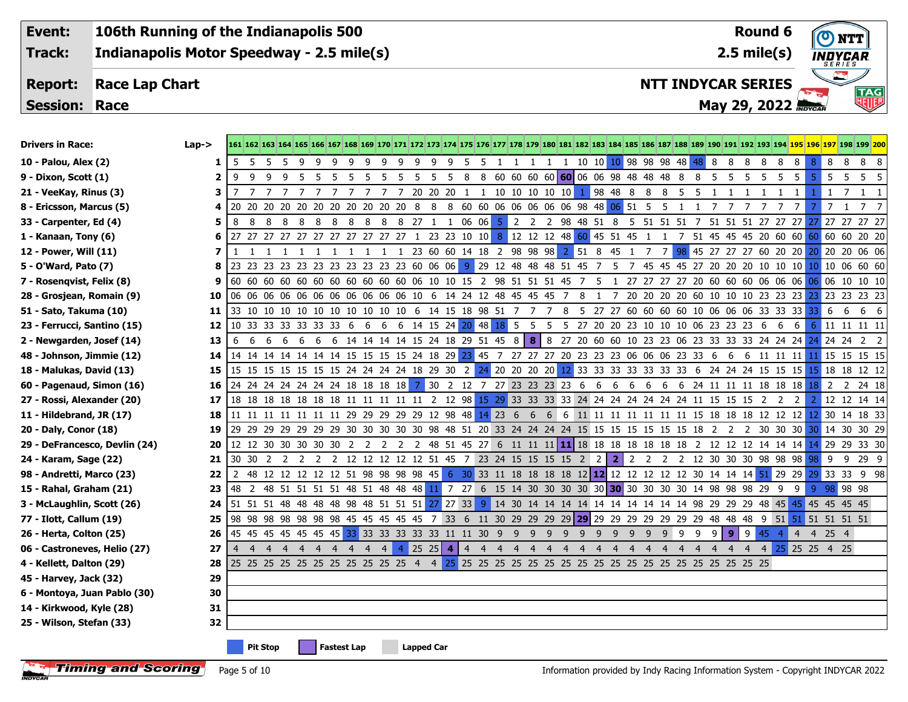| Event: | 106th Running of the Indianapolis 500 | Round 6 |
|---|---|---|
| Track: | Indianapolis Motor Speedway - 2.5 mile(s) | 2.5 mile(s) |
| Report: | Race Lap Chart | NTT INDYCAR SERIES |
| Session: | Race | May 29, 2022 |

| Drivers in Race: | Lap-> | 161 | 162 | 163 | 164 | 165 | 166 | 167 | 168 | 169 | 170 | 171 | 172 | 173 | 174 | 175 | 176 | 177 | 178 | 179 | 180 | 181 | 182 | 183 | 184 | 185 | 186 | 187 | 188 | 189 | 190 | 191 | 192 | 193 | 194 | 195 | 196 | 197 | 198 | 199 | 200 |
|---|---|---|---|---|---|---|---|---|---|---|---|---|---|---|---|---|---|---|---|---|---|---|---|---|---|---|---|---|---|---|---|---|---|---|---|---|---|---|---|---|---|
| 10 - Palou, Alex (2) | 1 | 5 | 5 | 5 | 5 | 9 | 9 | 9 | 9 | 9 | 9 | 9 | 9 | 9 | 9 | 5 | 5 | 1 | 1 | 1 | 1 | 1 | 10 | 10 | 10 | 98 | 98 | 98 | 48 | 48 | 8 | 8 | 8 | 8 | 8 | 8 | 8 | 8 | 8 | 8 | 8 |
| 9 - Dixon, Scott (1) | 2 | 9 | 9 | 9 | 9 | 5 | 5 | 5 | 5 | 5 | 5 | 5 | 5 | 5 | 5 | 8 | 8 | 60 | 60 | 60 | 60 | 60 | 06 | 06 | 98 | 48 | 48 | 48 | 8 | 8 | 5 | 5 | 5 | 5 | 5 | 5 | 5 | 5 | 5 | 5 | 5 |
| 21 - VeeKay, Rinus (3) | 3 | 7 | 7 | 7 | 7 | 7 | 7 | 7 | 7 | 7 | 7 | 7 | 20 | 20 | 20 | 1 | 1 | 10 | 10 | 10 | 10 | 10 | 1 | 98 | 48 | 8 | 8 | 8 | 5 | 5 | 1 | 1 | 1 | 1 | 1 | 1 | 1 | 1 | 7 | 1 | 1 |
| 8 - Ericsson, Marcus (5) | 4 | 20 | 20 | 20 | 20 | 20 | 20 | 20 | 20 | 20 | 20 | 20 | 8 | 8 | 8 | 60 | 60 | 06 | 06 | 06 | 06 | 06 | 98 | 48 | 06 | 51 | 5 | 5 | 1 | 1 | 7 | 7 | 7 | 7 | 7 | 7 | 7 | 7 | 1 | 7 | 7 |
| 33 - Carpenter, Ed (4) | 5 | 8 | 8 | 8 | 8 | 8 | 8 | 8 | 8 | 8 | 8 | 8 | 27 | 1 | 1 | 06 | 06 | 5 | 2 | 2 | 2 | 98 | 48 | 51 | 8 | 5 | 51 | 51 | 51 | 7 | 51 | 51 | 51 | 27 | 27 | 27 | 27 | 27 | 27 | 27 | 27 |
| 1 - Kanaan, Tony (6) | 6 | 27 | 27 | 27 | 27 | 27 | 27 | 27 | 27 | 27 | 27 | 27 | 1 | 23 | 23 | 10 | 10 | 8 | 12 | 12 | 12 | 48 | 60 | 45 | 51 | 45 | 1 | 1 | 7 | 51 | 45 | 45 | 45 | 20 | 60 | 60 | 60 | 60 | 60 | 20 | 20 |
| 12 - Power, Will (11) | 7 | 1 | 1 | 1 | 1 | 1 | 1 | 1 | 1 | 1 | 1 | 1 | 23 | 60 | 60 | 14 | 18 | 2 | 98 | 98 | 98 | 2 | 51 | 8 | 45 | 1 | 7 | 7 | 98 | 45 | 27 | 27 | 27 | 60 | 20 | 20 | 20 | 20 | 20 | 06 | 06 |
| 5 - O'Ward, Pato (7) | 8 | 23 | 23 | 23 | 23 | 23 | 23 | 23 | 23 | 23 | 23 | 23 | 60 | 06 | 06 | 9 | 29 | 12 | 48 | 48 | 48 | 51 | 45 | 7 | 5 | 7 | 45 | 45 | 45 | 27 | 20 | 20 | 20 | 10 | 10 | 10 | 10 | 10 | 06 | 60 | 60 |
| 7 - Rosenqvist, Felix (8) | 9 | 60 | 60 | 60 | 60 | 60 | 60 | 60 | 60 | 60 | 60 | 60 | 06 | 10 | 10 | 15 | 2 | 98 | 51 | 51 | 51 | 45 | 7 | 5 | 1 | 27 | 27 | 27 | 27 | 20 | 60 | 60 | 60 | 06 | 06 | 06 | 06 | 06 | 10 | 10 | 10 |
| 28 - Grosjean, Romain (9) | 10 | 06 | 06 | 06 | 06 | 06 | 06 | 06 | 06 | 06 | 06 | 06 | 10 | 6 | 14 | 24 | 12 | 48 | 45 | 45 | 45 | 7 | 8 | 1 | 7 | 20 | 20 | 20 | 20 | 60 | 10 | 10 | 10 | 23 | 23 | 23 | 23 | 23 | 23 | 23 | 23 |
| 51 - Sato, Takuma (10) | 11 | 33 | 10 | 10 | 10 | 10 | 10 | 10 | 10 | 10 | 10 | 10 | 6 | 14 | 15 | 18 | 98 | 51 | 7 | 7 | 7 | 8 | 5 | 27 | 27 | 60 | 60 | 60 | 60 | 10 | 06 | 06 | 06 | 33 | 33 | 33 | 33 | 6 | 6 | 6 | 6 |
| 23 - Ferrucci, Santino (15) | 12 | 10 | 33 | 33 | 33 | 33 | 33 | 6 | 6 | 6 | 6 | 14 | 15 | 24 | 20 | 48 | 18 | 5 | 5 | 5 | 5 | 27 | 20 | 20 | 23 | 10 | 10 | 10 | 06 | 23 | 23 | 23 | 6 | 6 | 6 | 6 | 11 | 11 | 11 | 11 |
| 2 - Newgarden, Josef (14) | 13 | 6 | 6 | 6 | 6 | 6 | 6 | 14 | 14 | 14 | 14 | 15 | 24 | 18 | 29 | 51 | 45 | 8 | 8 | 8 | 27 | 20 | 60 | 60 | 10 | 23 | 23 | 06 | 23 | 33 | 33 | 33 | 24 | 24 | 24 | 24 | 24 | 24 | 2 | 2 |
| 48 - Johnson, Jimmie (12) | 14 | 14 | 14 | 14 | 14 | 14 | 14 | 15 | 15 | 15 | 15 | 24 | 18 | 29 | 23 | 45 | 7 | 27 | 27 | 27 | 20 | 23 | 23 | 23 | 06 | 06 | 06 | 23 | 33 | 6 | 6 | 6 | 11 | 11 | 11 | 11 | 15 | 15 | 15 | 15 |
| 18 - Malukas, David (13) | 15 | 15 | 15 | 15 | 15 | 15 | 15 | 24 | 24 | 24 | 24 | 18 | 29 | 30 | 2 | 24 | 20 | 20 | 20 | 20 | 12 | 33 | 33 | 33 | 33 | 33 | 33 | 33 | 6 | 24 | 24 | 24 | 15 | 15 | 15 | 15 | 18 | 18 | 12 | 12 |
| 60 - Pagenaud, Simon (16) | 16 | 24 | 24 | 24 | 24 | 24 | 24 | 18 | 18 | 18 | 18 | 7 | 30 | 2 | 12 | 7 | 27 | 23 | 23 | 23 | 23 | 6 | 6 | 6 | 6 | 6 | 6 | 6 | 24 | 11 | 11 | 11 | 18 | 18 | 18 | 18 | 2 | 2 | 24 | 18 |
| 27 - Rossi, Alexander (20) | 17 | 18 | 18 | 18 | 18 | 18 | 18 | 11 | 11 | 11 | 11 | 11 | 2 | 12 | 98 | 15 | 29 | 33 | 33 | 33 | 33 | 24 | 24 | 24 | 24 | 24 | 24 | 24 | 11 | 15 | 15 | 15 | 2 | 2 | 2 | 2 | 12 | 12 | 14 | 14 |
| 11 - Hildebrand, JR (17) | 18 | 11 | 11 | 11 | 11 | 11 | 11 | 29 | 29 | 29 | 29 | 29 | 12 | 98 | 48 | 14 | 23 | 6 | 6 | 6 | 6 | 11 | 11 | 11 | 11 | 11 | 11 | 11 | 15 | 18 | 18 | 18 | 12 | 12 | 12 | 12 | 30 | 14 | 18 | 33 |
| 20 - Daly, Conor (18) | 19 | 29 | 29 | 29 | 29 | 29 | 29 | 30 | 30 | 30 | 30 | 30 | 98 | 48 | 51 | 20 | 33 | 24 | 24 | 24 | 24 | 15 | 15 | 15 | 15 | 15 | 15 | 15 | 18 | 2 | 2 | 2 | 30 | 30 | 30 | 30 | 14 | 30 | 30 | 29 |
| 29 - DeFrancesco, Devlin (24) | 20 | 12 | 12 | 30 | 30 | 30 | 30 | 2 | 2 | 2 | 2 | 2 | 48 | 51 | 45 | 27 | 6 | 11 | 11 | 11 | 11 | 18 | 18 | 18 | 18 | 18 | 18 | 18 | 2 | 12 | 12 | 12 | 14 | 14 | 14 | 14 | 29 | 29 | 33 | 30 |
| 24 - Karam, Sage (22) | 21 | 30 | 30 | 2 | 2 | 2 | 2 | 12 | 12 | 12 | 12 | 12 | 51 | 45 | 7 | 23 | 24 | 15 | 15 | 15 | 15 | 2 | 2 | 2 | 2 | 2 | 2 | 2 | 12 | 30 | 30 | 30 | 98 | 98 | 98 | 98 | 9 | 9 | 29 | 9 |
| 98 - Andretti, Marco (23) | 22 | 2 | 48 | 12 | 12 | 12 | 12 | 51 | 98 | 98 | 98 | 98 | 45 | 6 | 30 | 33 | 11 | 18 | 18 | 18 | 18 | 12 | 12 | 12 | 12 | 12 | 12 | 12 | 30 | 14 | 14 | 14 | 51 | 29 | 29 | 29 | 33 | 33 | 9 | 98 |
| 15 - Rahal, Graham (21) | 23 | 48 | 2 | 48 | 51 | 51 | 51 | 48 | 51 | 48 | 48 | 48 | 11 | 7 | 27 | 6 | 15 | 14 | 30 | 30 | 30 | 30 | 30 | 30 | 30 | 30 | 30 | 30 | 14 | 98 | 98 | 98 | 29 | 9 | 9 | 9 | 98 | 98 | 98 | |
| 3 - McLaughlin, Scott (26) | 24 | 51 | 51 | 51 | 48 | 48 | 48 | 98 | 48 | 51 | 51 | 51 | 27 | 27 | 33 | 9 | 14 | 30 | 14 | 14 | 14 | 14 | 14 | 14 | 14 | 14 | 14 | 14 | 98 | 29 | 29 | 29 | 48 | 45 | 45 | 45 | 45 | 45 | 45 | |
| 77 - Ilott, Callum (19) | 25 | 98 | 98 | 98 | 98 | 98 | 98 | 45 | 45 | 45 | 45 | 45 | 7 | 33 | 6 | 11 | 30 | 29 | 29 | 29 | 29 | 29 | 29 | 29 | 29 | 29 | 29 | 29 | 48 | 48 | 48 | 9 | 51 | 51 | 51 | 51 | 51 | 51 | 51 | |
| 26 - Herta, Colton (25) | 26 | 45 | 45 | 45 | 45 | 45 | 45 | 33 | 33 | 33 | 33 | 33 | 33 | 11 | 11 | 30 | 9 | 9 | 9 | 9 | 9 | 9 | 9 | 9 | 9 | 9 | 9 | 9 | 9 | 9 | 9 | 9 | 45 | 4 | 4 | 4 | 25 | 4 | | |
| 06 - Castroneves, Helio (27) | 27 | 4 | 4 | 4 | 4 | 4 | 4 | 4 | 4 | 4 | 4 | 4 | 25 | 25 | 4 | 4 | 4 | 4 | 4 | 4 | 4 | 4 | 4 | 4 | 4 | 4 | 4 | 4 | 4 | 4 | 4 | 4 | 4 | 25 | 25 | 25 | 4 | 25 | | |
| 4 - Kellett, Dalton (29) | 28 | 25 | 25 | 25 | 25 | 25 | 25 | 25 | 25 | 25 | 25 | 25 | 4 | 4 | 25 | 25 | 25 | 25 | 25 | 25 | 25 | 25 | 25 | 25 | 25 | 25 | 25 | 25 | 25 | 25 | 25 | 25 | 25 | | | | | | | |
| 45 - Harvey, Jack (32) | 29 | | | | | | | | | | | | | | | | | | | | | | | | | | | | | | | | | | | | | | | | |
| 6 - Montoya, Juan Pablo (30) | 30 | | | | | | | | | | | | | | | | | | | | | | | | | | | | | | | | | | | | | | | | |
| 14 - Kirkwood, Kyle (28) | 31 | | | | | | | | | | | | | | | | | | | | | | | | | | | | | | | | | | | | | | | | |
| 25 - Wilson, Stefan (33) | 32 | | | | | | | | | | | | | | | | | | | | | | | | | | | | | | | | | | | | | | | | |

Legend: Pit Stop | Fastest Lap | Lapped Car

Information provided by Indy Racing Information System - Copyright INDYCAR 2022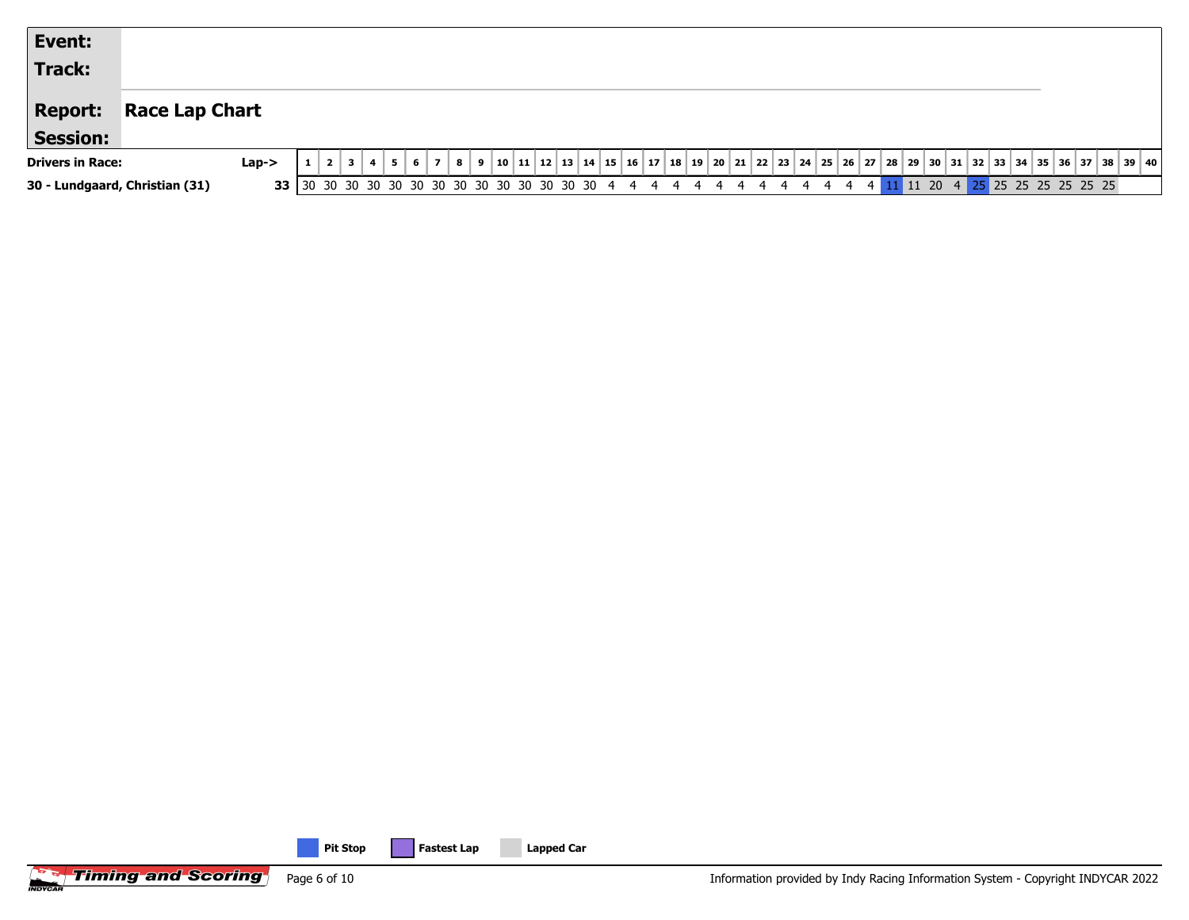| Event: | |
|---|---|
| Track: | |
| Report: | Race Lap Chart |
| Session: | |

| Drivers in Race: | Lap-> | 1 | 2 | 3 | 4 | 5 | 6 | 7 | 8 | 9 | 10 | 11 | 12 | 13 | 14 | 15 | 16 | 17 | 18 | 19 | 20 | 21 | 22 | 23 | 24 | 25 | 26 | 27 | 28 | 29 | 30 | 31 | 32 | 33 | 34 | 35 | 36 | 37 | 38 | 39 | 40 |
|---|---|---|---|---|---|---|---|---|---|---|---|---|---|---|---|---|---|---|---|---|---|---|---|---|---|---|---|---|---|---|---|---|---|---|---|---|---|---|---|---|---|
| 30 - Lundgaard, Christian (31) | 33 | 30 | 30 | 30 | 30 | 30 | 30 | 30 | 30 | 30 | 30 | 30 | 30 | 30 | 30 | 4 | 4 | 4 | 4 | 4 | 4 | 4 | 4 | 4 | 4 | 4 | 4 | 4 | 11 | 11 | 20 | 4 | 25 | 25 | 25 | 25 | 25 | 25 | 25 | | |

Pit Stop | Fastest Lap | Lapped Car

Information provided by Indy Racing Information System - Copyright INDYCAR 2022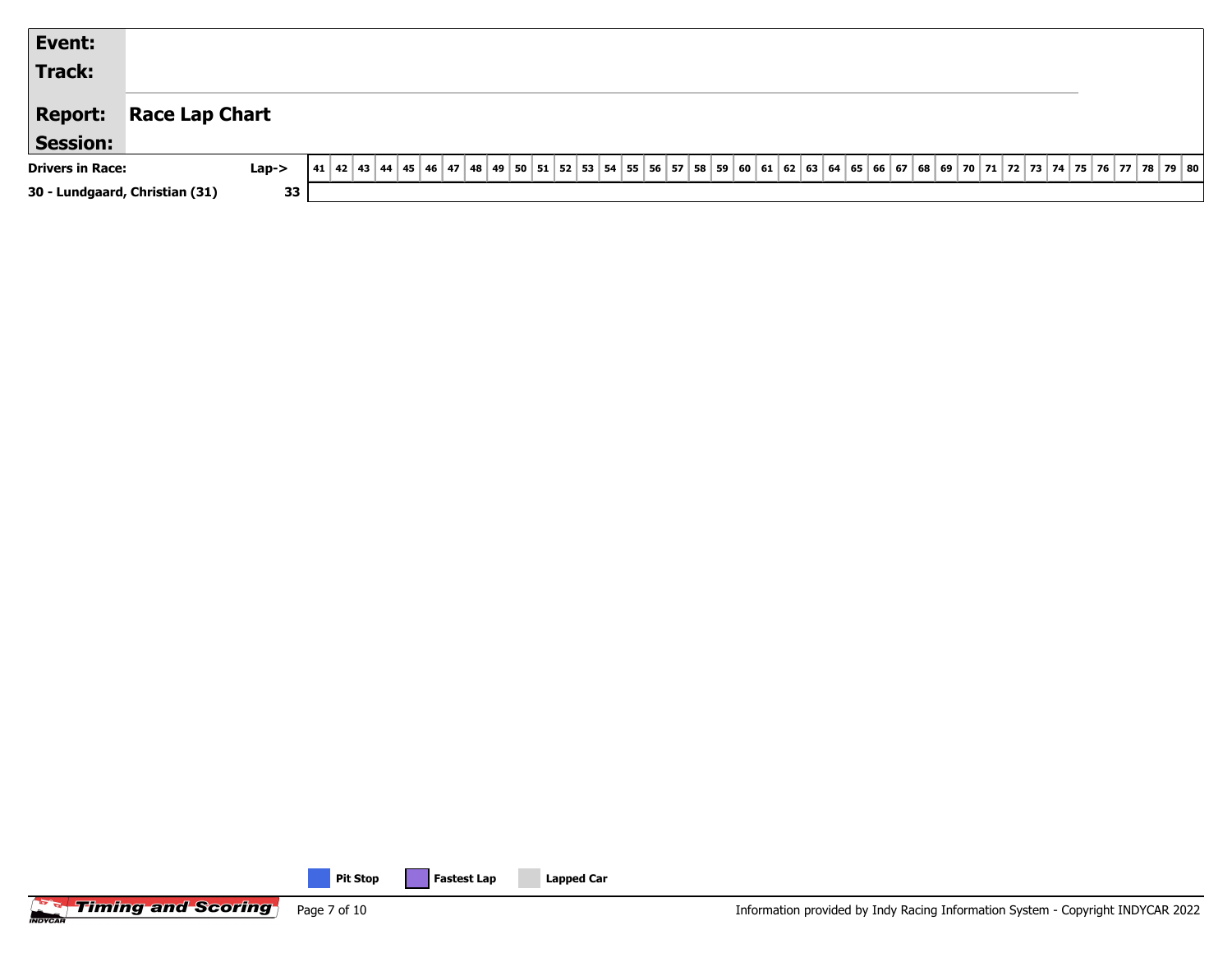| **Event:** | |
|---|---|
| **Track:** | |
| **Report:** | **Race Lap Chart** |
| **Session:** | |

| Drivers in Race: | Lap-> | 41 | 42 | 43 | 44 | 45 | 46 | 47 | 48 | 49 | 50 | 51 | 52 | 53 | 54 | 55 | 56 | 57 | 58 | 59 | 60 | 61 | 62 | 63 | 64 | 65 | 66 | 67 | 68 | 69 | 70 | 71 | 72 | 73 | 74 | 75 | 76 | 77 | 78 | 79 | 80 |
|---|---|---|---|---|---|---|---|---|---|---|---|---|---|---|---|---|---|---|---|---|---|---|---|---|---|---|---|---|---|---|---|---|---|---|---|---|---|---|---|---|---|
| 30 - Lundgaard, Christian (31) | 33 | | | | | | | | | | | | | | | | | | | | | | | | | | | | | | | | | | | | | | | | |

**Pit Stop** **Fastest Lap** **Lapped Car**

Information provided by Indy Racing Information System - Copyright INDYCAR 2022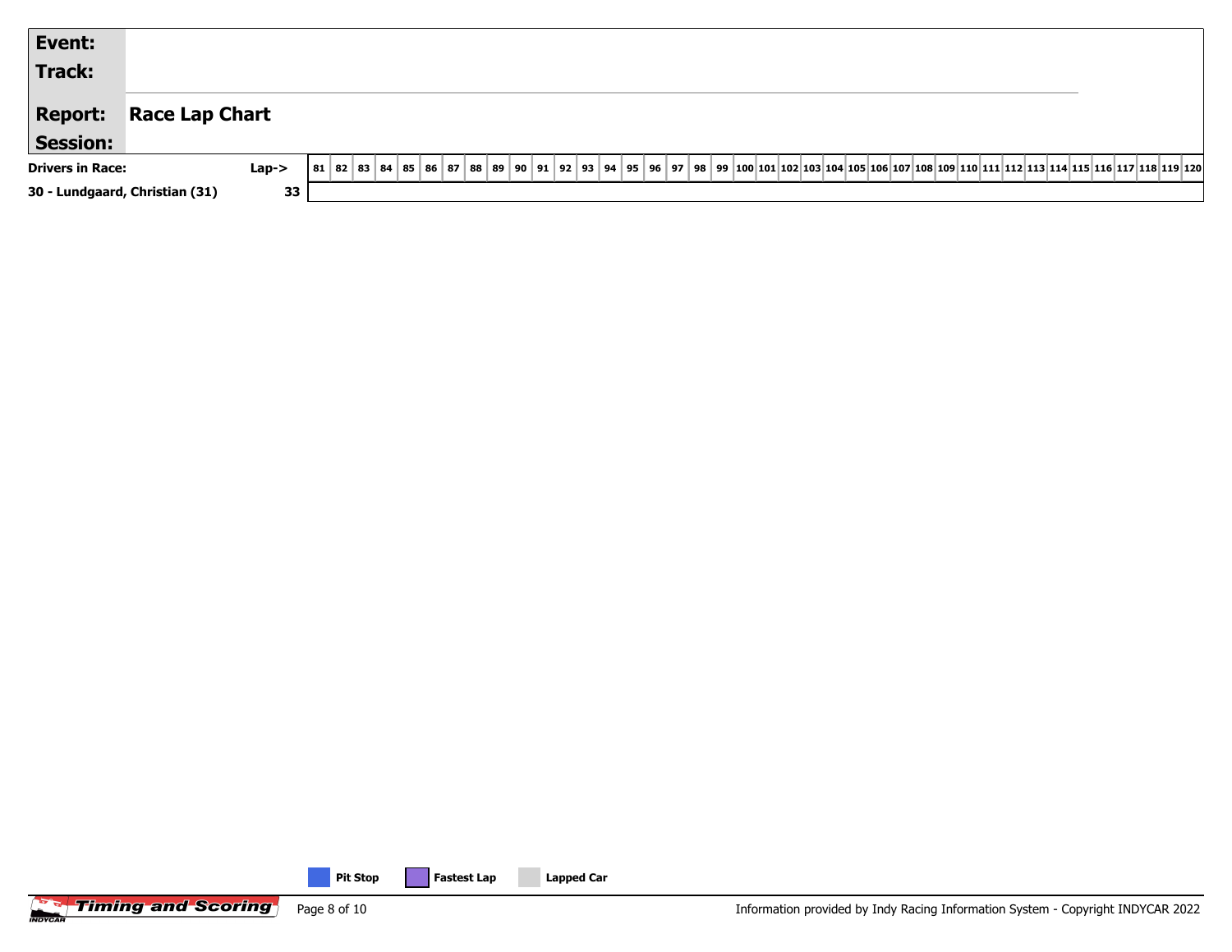**Event:**

**Track:**

**Report:** **Race Lap Chart**

**Session:**

| Drivers in Race: | Lap-> | 81 | 82 | 83 | 84 | 85 | 86 | 87 | 88 | 89 | 90 | 91 | 92 | 93 | 94 | 95 | 96 | 97 | 98 | 99 | 100 | 101 | 102 | 103 | 104 | 105 | 106 | 107 | 108 | 109 | 110 | 111 | 112 | 113 | 114 | 115 | 116 | 117 | 118 | 119 | 120 |
|---|---|---|---|---|---|---|---|---|---|---|---|---|---|---|---|---|---|---|---|---|---|---|---|---|---|---|---|---|---|---|---|---|---|---|---|---|---|---|---|---|---|
| 30 - Lundgaard, Christian (31) | 33 | | | | | | | | | | | | | | | | | | | | | | | | | | | | | | | | | | | | | | | | |

Pit Stop | Fastest Lap | Lapped Car

Timing and Scoring

Information provided by Indy Racing Information System - Copyright INDYCAR 2022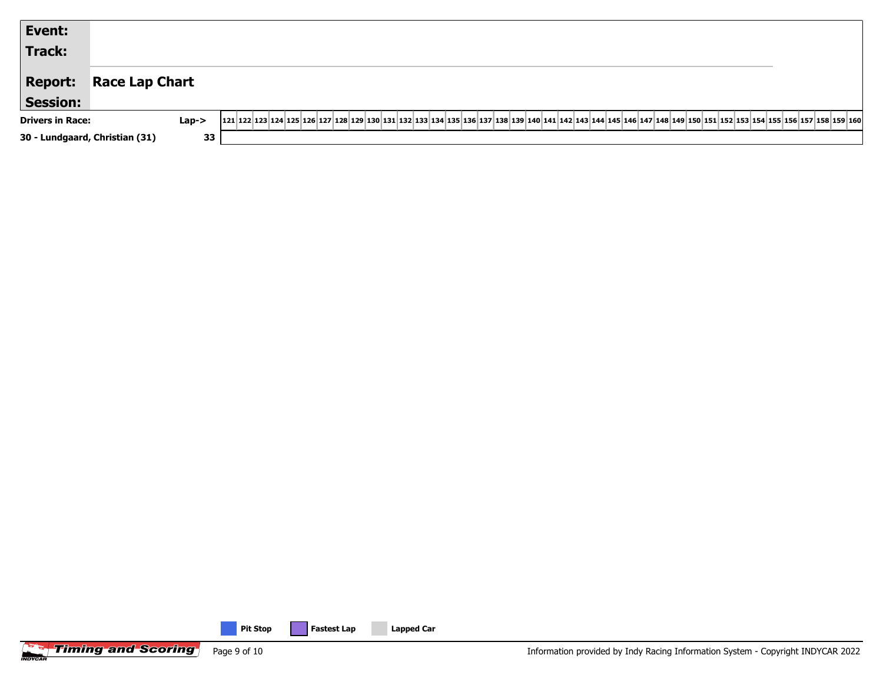**Event:**

**Track:**

**Report:** **Race Lap Chart**

**Session:**

| Drivers in Race: | Lap-> | 121 | 122 | 123 | 124 | 125 | 126 | 127 | 128 | 129 | 130 | 131 | 132 | 133 | 134 | 135 | 136 | 137 | 138 | 139 | 140 | 141 | 142 | 143 | 144 | 145 | 146 | 147 | 148 | 149 | 150 | 151 | 152 | 153 | 154 | 155 | 156 | 157 | 158 | 159 | 160 |
|---|---|---|---|---|---|---|---|---|---|---|---|---|---|---|---|---|---|---|---|---|---|---|---|---|---|---|---|---|---|---|---|---|---|---|---|---|---|---|---|---|---|
| 30 - Lundgaard, Christian (31) | 33 | | | | | | | | | | | | | | | | | | | | | | | | | | | | | | | | | | | | | | | | |

Pit Stop | Fastest Lap | Lapped Car

Information provided by Indy Racing Information System - Copyright INDYCAR 2022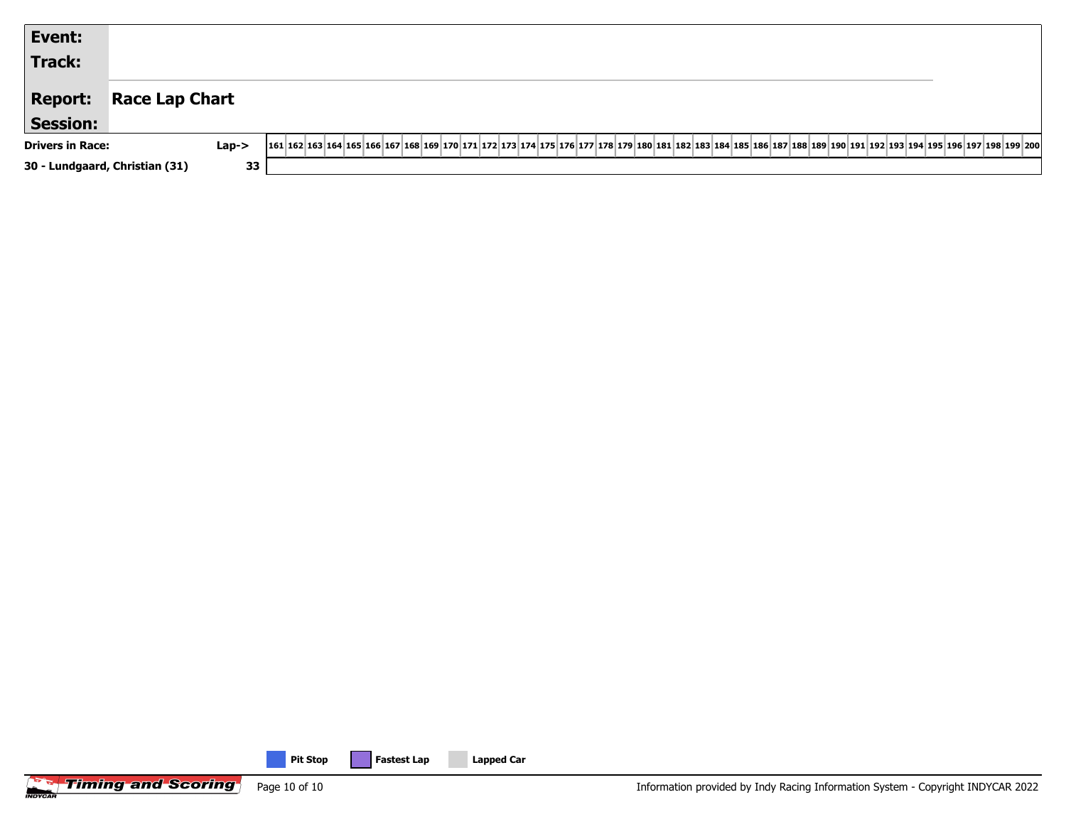**Event:**

**Track:**

**Report:** **Race Lap Chart**

**Session:**

| Drivers in Race: | Lap-> | 161 | 162 | 163 | 164 | 165 | 166 | 167 | 168 | 169 | 170 | 171 | 172 | 173 | 174 | 175 | 176 | 177 | 178 | 179 | 180 | 181 | 182 | 183 | 184 | 185 | 186 | 187 | 188 | 189 | 190 | 191 | 192 | 193 | 194 | 195 | 196 | 197 | 198 | 199 | 200 |
|---|---|---|---|---|---|---|---|---|---|---|---|---|---|---|---|---|---|---|---|---|---|---|---|---|---|---|---|---|---|---|---|---|---|---|---|---|---|---|---|---|---|
| 30 - Lundgaard, Christian (31) | 33 | | | | | | | | | | | | | | | | | | | | | | | | | | | | | | | | | | | | | | | | |

Pit Stop | Fastest Lap | Lapped Car

Information provided by Indy Racing Information System - Copyright INDYCAR 2022